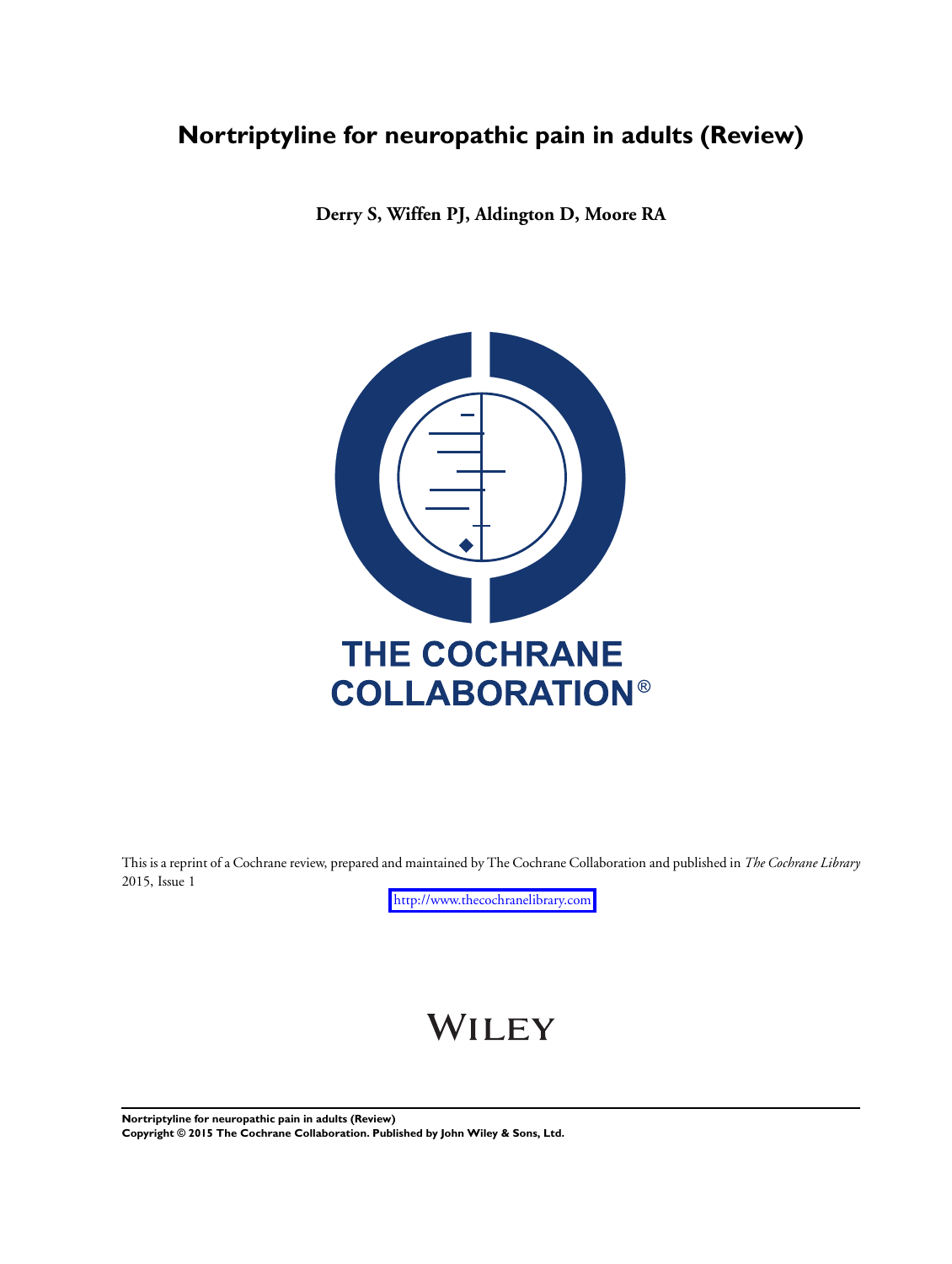# Nortriptyline for neuropathic pain in adults (Review)

**Derry S, Wiffen PJ, Aldington D, Moore RA**

THE COCHRANE COLLABORATION®

This is a reprint of a Cochrane review, prepared and maintained by The Cochrane Collaboration and published in *The Cochrane Library* 2015, Issue 1

http://www.thecochranelibrary.com

WILEY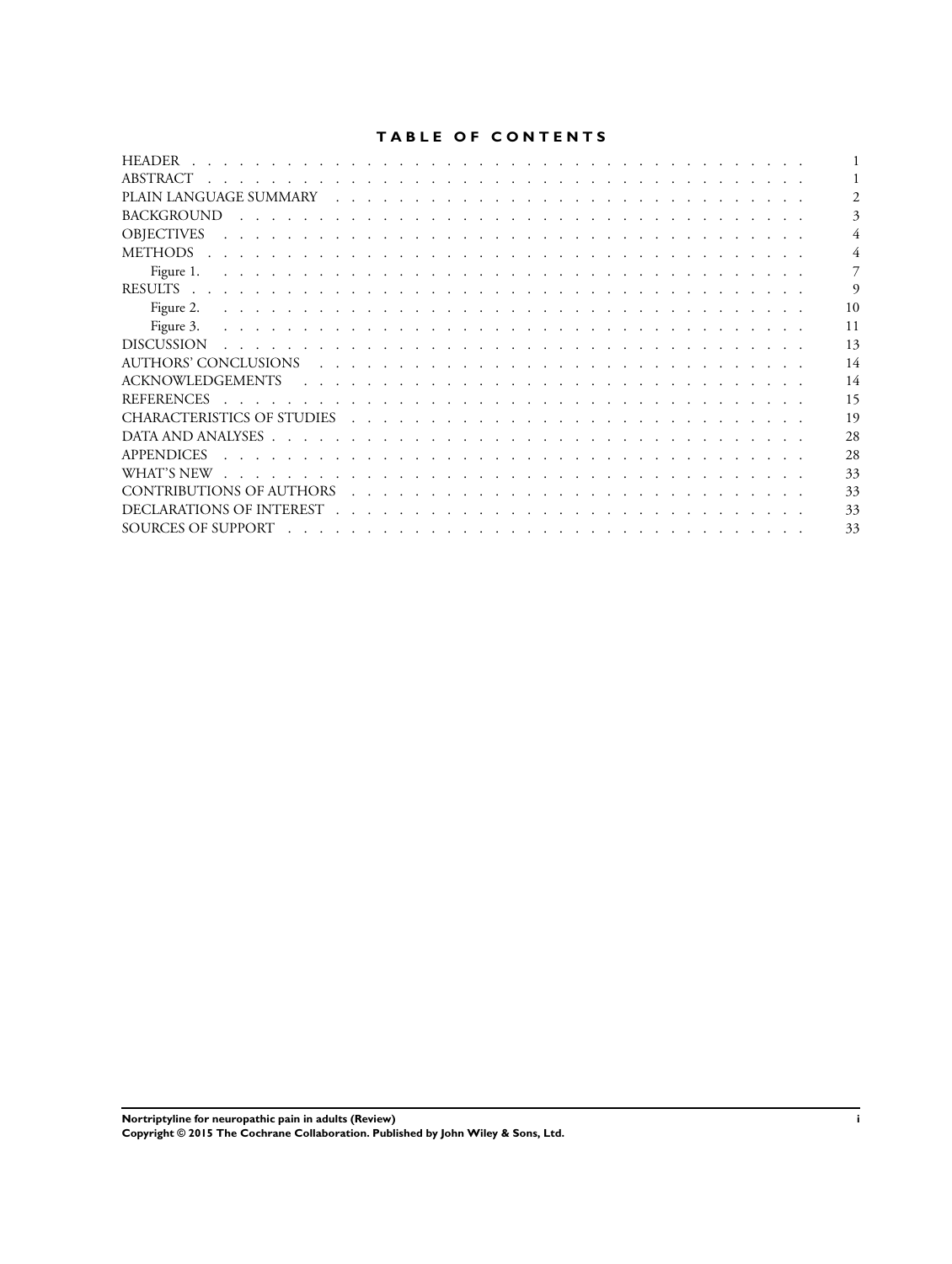# TABLE OF CONTENTS

| | |
|---|---|
| HEADER | 1 |
| ABSTRACT | 1 |
| PLAIN LANGUAGE SUMMARY | 2 |
| BACKGROUND | 3 |
| OBJECTIVES | 4 |
| METHODS | 4 |
| Figure 1. | 7 |
| RESULTS | 9 |
| Figure 2. | 10 |
| Figure 3. | 11 |
| DISCUSSION | 13 |
| AUTHORS' CONCLUSIONS | 14 |
| ACKNOWLEDGEMENTS | 14 |
| REFERENCES | 15 |
| CHARACTERISTICS OF STUDIES | 19 |
| DATA AND ANALYSES | 28 |
| APPENDICES | 28 |
| WHAT'S NEW | 33 |
| CONTRIBUTIONS OF AUTHORS | 33 |
| DECLARATIONS OF INTEREST | 33 |
| SOURCES OF SUPPORT | 33 |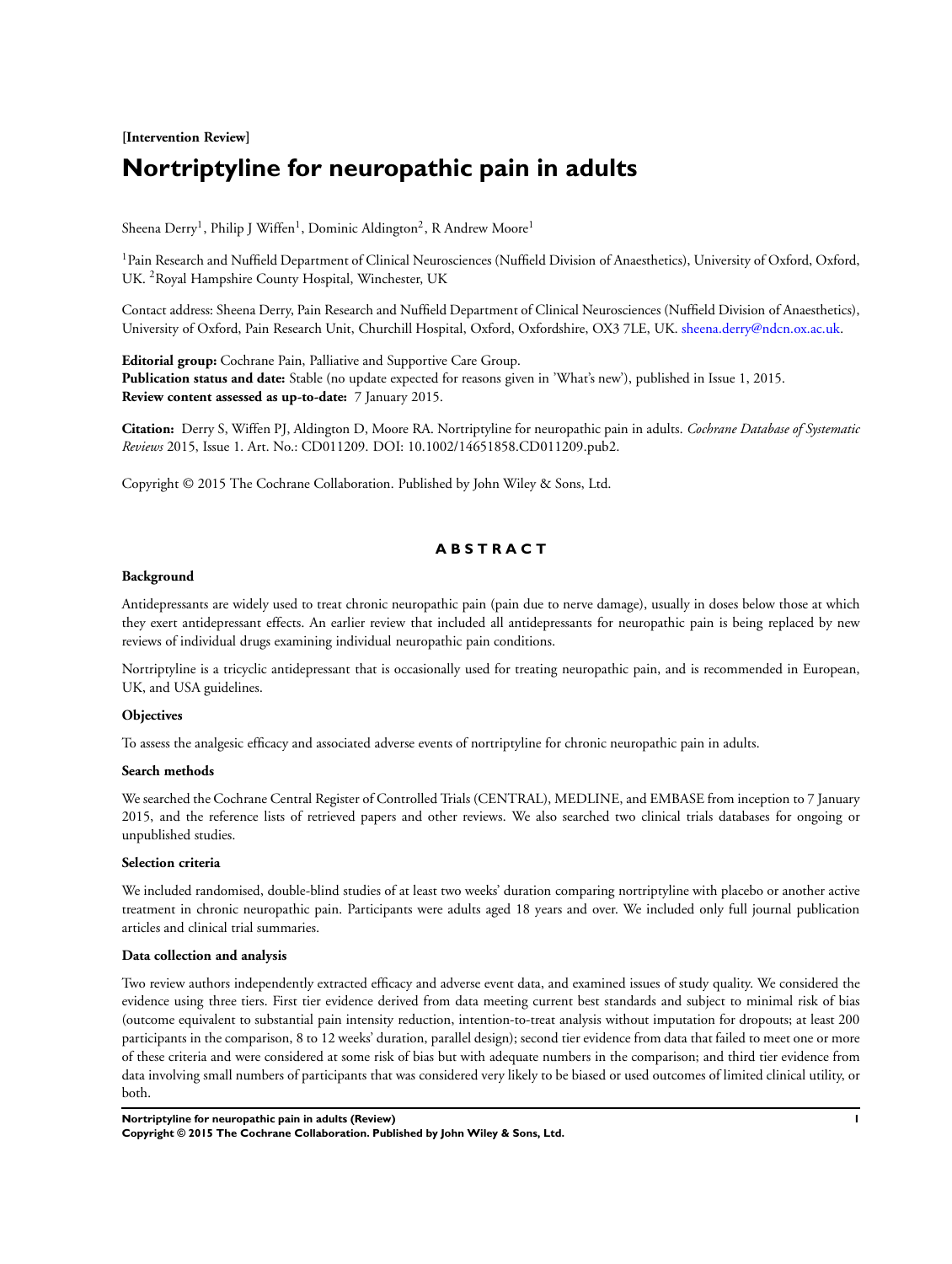**[Intervention Review]**

# Nortriptyline for neuropathic pain in adults

Sheena Derry[1], Philip J Wiffen[1], Dominic Aldington[2], R Andrew Moore[1]

[1]Pain Research and Nuffield Department of Clinical Neurosciences (Nuffield Division of Anaesthetics), University of Oxford, Oxford, UK. [2]Royal Hampshire County Hospital, Winchester, UK

Contact address: Sheena Derry, Pain Research and Nuffield Department of Clinical Neurosciences (Nuffield Division of Anaesthetics), University of Oxford, Pain Research Unit, Churchill Hospital, Oxford, Oxfordshire, OX3 7LE, UK. sheena.derry@ndcn.ox.ac.uk.

**Editorial group:** Cochrane Pain, Palliative and Supportive Care Group.
**Publication status and date:** Stable (no update expected for reasons given in 'What's new'), published in Issue 1, 2015.
**Review content assessed as up-to-date:** 7 January 2015.

**Citation:** Derry S, Wiffen PJ, Aldington D, Moore RA. Nortriptyline for neuropathic pain in adults. *Cochrane Database of Systematic Reviews* 2015, Issue 1. Art. No.: CD011209. DOI: 10.1002/14651858.CD011209.pub2.

Copyright © 2015 The Cochrane Collaboration. Published by John Wiley & Sons, Ltd.

## ABSTRACT

### Background

Antidepressants are widely used to treat chronic neuropathic pain (pain due to nerve damage), usually in doses below those at which they exert antidepressant effects. An earlier review that included all antidepressants for neuropathic pain is being replaced by new reviews of individual drugs examining individual neuropathic pain conditions.

Nortriptyline is a tricyclic antidepressant that is occasionally used for treating neuropathic pain, and is recommended in European, UK, and USA guidelines.

### Objectives

To assess the analgesic efficacy and associated adverse events of nortriptyline for chronic neuropathic pain in adults.

### Search methods

We searched the Cochrane Central Register of Controlled Trials (CENTRAL), MEDLINE, and EMBASE from inception to 7 January 2015, and the reference lists of retrieved papers and other reviews. We also searched two clinical trials databases for ongoing or unpublished studies.

### Selection criteria

We included randomised, double-blind studies of at least two weeks' duration comparing nortriptyline with placebo or another active treatment in chronic neuropathic pain. Participants were adults aged 18 years and over. We included only full journal publication articles and clinical trial summaries.

### Data collection and analysis

Two review authors independently extracted efficacy and adverse event data, and examined issues of study quality. We considered the evidence using three tiers. First tier evidence derived from data meeting current best standards and subject to minimal risk of bias (outcome equivalent to substantial pain intensity reduction, intention-to-treat analysis without imputation for dropouts; at least 200 participants in the comparison, 8 to 12 weeks' duration, parallel design); second tier evidence from data that failed to meet one or more of these criteria and were considered at some risk of bias but with adequate numbers in the comparison; and third tier evidence from data involving small numbers of participants that was considered very likely to be biased or used outcomes of limited clinical utility, or both.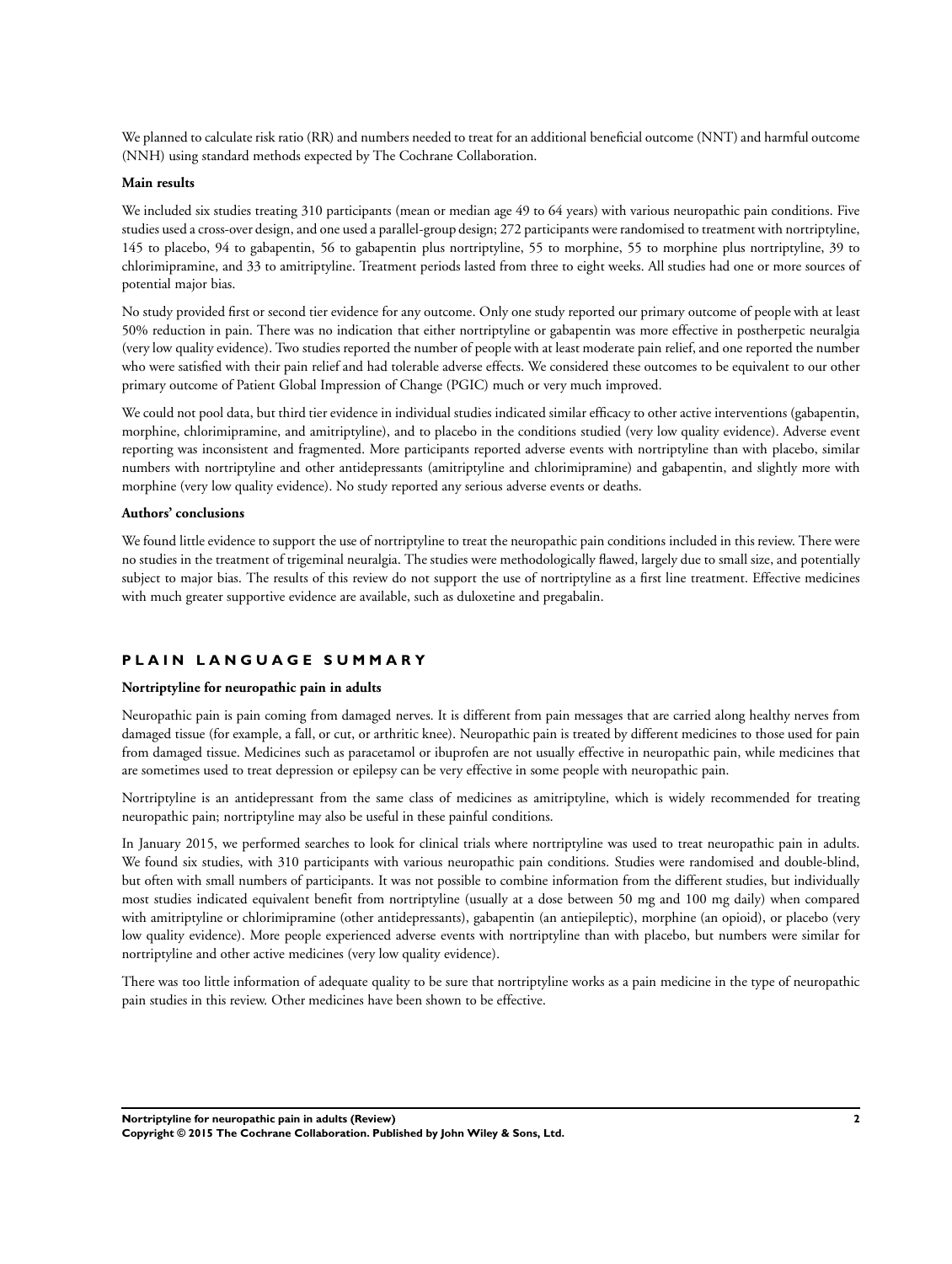We planned to calculate risk ratio (RR) and numbers needed to treat for an additional beneficial outcome (NNT) and harmful outcome (NNH) using standard methods expected by The Cochrane Collaboration.

**Main results**

We included six studies treating 310 participants (mean or median age 49 to 64 years) with various neuropathic pain conditions. Five studies used a cross-over design, and one used a parallel-group design; 272 participants were randomised to treatment with nortriptyline, 145 to placebo, 94 to gabapentin, 56 to gabapentin plus nortriptyline, 55 to morphine, 55 to morphine plus nortriptyline, 39 to chlorimipramine, and 33 to amitriptyline. Treatment periods lasted from three to eight weeks. All studies had one or more sources of potential major bias.

No study provided first or second tier evidence for any outcome. Only one study reported our primary outcome of people with at least 50% reduction in pain. There was no indication that either nortriptyline or gabapentin was more effective in postherpetic neuralgia (very low quality evidence). Two studies reported the number of people with at least moderate pain relief, and one reported the number who were satisfied with their pain relief and had tolerable adverse effects. We considered these outcomes to be equivalent to our other primary outcome of Patient Global Impression of Change (PGIC) much or very much improved.

We could not pool data, but third tier evidence in individual studies indicated similar efficacy to other active interventions (gabapentin, morphine, chlorimipramine, and amitriptyline), and to placebo in the conditions studied (very low quality evidence). Adverse event reporting was inconsistent and fragmented. More participants reported adverse events with nortriptyline than with placebo, similar numbers with nortriptyline and other antidepressants (amitriptyline and chlorimipramine) and gabapentin, and slightly more with morphine (very low quality evidence). No study reported any serious adverse events or deaths.

**Authors' conclusions**

We found little evidence to support the use of nortriptyline to treat the neuropathic pain conditions included in this review. There were no studies in the treatment of trigeminal neuralgia. The studies were methodologically flawed, largely due to small size, and potentially subject to major bias. The results of this review do not support the use of nortriptyline as a first line treatment. Effective medicines with much greater supportive evidence are available, such as duloxetine and pregabalin.

## PLAIN LANGUAGE SUMMARY

**Nortriptyline for neuropathic pain in adults**

Neuropathic pain is pain coming from damaged nerves. It is different from pain messages that are carried along healthy nerves from damaged tissue (for example, a fall, or cut, or arthritic knee). Neuropathic pain is treated by different medicines to those used for pain from damaged tissue. Medicines such as paracetamol or ibuprofen are not usually effective in neuropathic pain, while medicines that are sometimes used to treat depression or epilepsy can be very effective in some people with neuropathic pain.

Nortriptyline is an antidepressant from the same class of medicines as amitriptyline, which is widely recommended for treating neuropathic pain; nortriptyline may also be useful in these painful conditions.

In January 2015, we performed searches to look for clinical trials where nortriptyline was used to treat neuropathic pain in adults. We found six studies, with 310 participants with various neuropathic pain conditions. Studies were randomised and double-blind, but often with small numbers of participants. It was not possible to combine information from the different studies, but individually most studies indicated equivalent benefit from nortriptyline (usually at a dose between 50 mg and 100 mg daily) when compared with amitriptyline or chlorimipramine (other antidepressants), gabapentin (an antiepileptic), morphine (an opioid), or placebo (very low quality evidence). More people experienced adverse events with nortriptyline than with placebo, but numbers were similar for nortriptyline and other active medicines (very low quality evidence).

There was too little information of adequate quality to be sure that nortriptyline works as a pain medicine in the type of neuropathic pain studies in this review. Other medicines have been shown to be effective.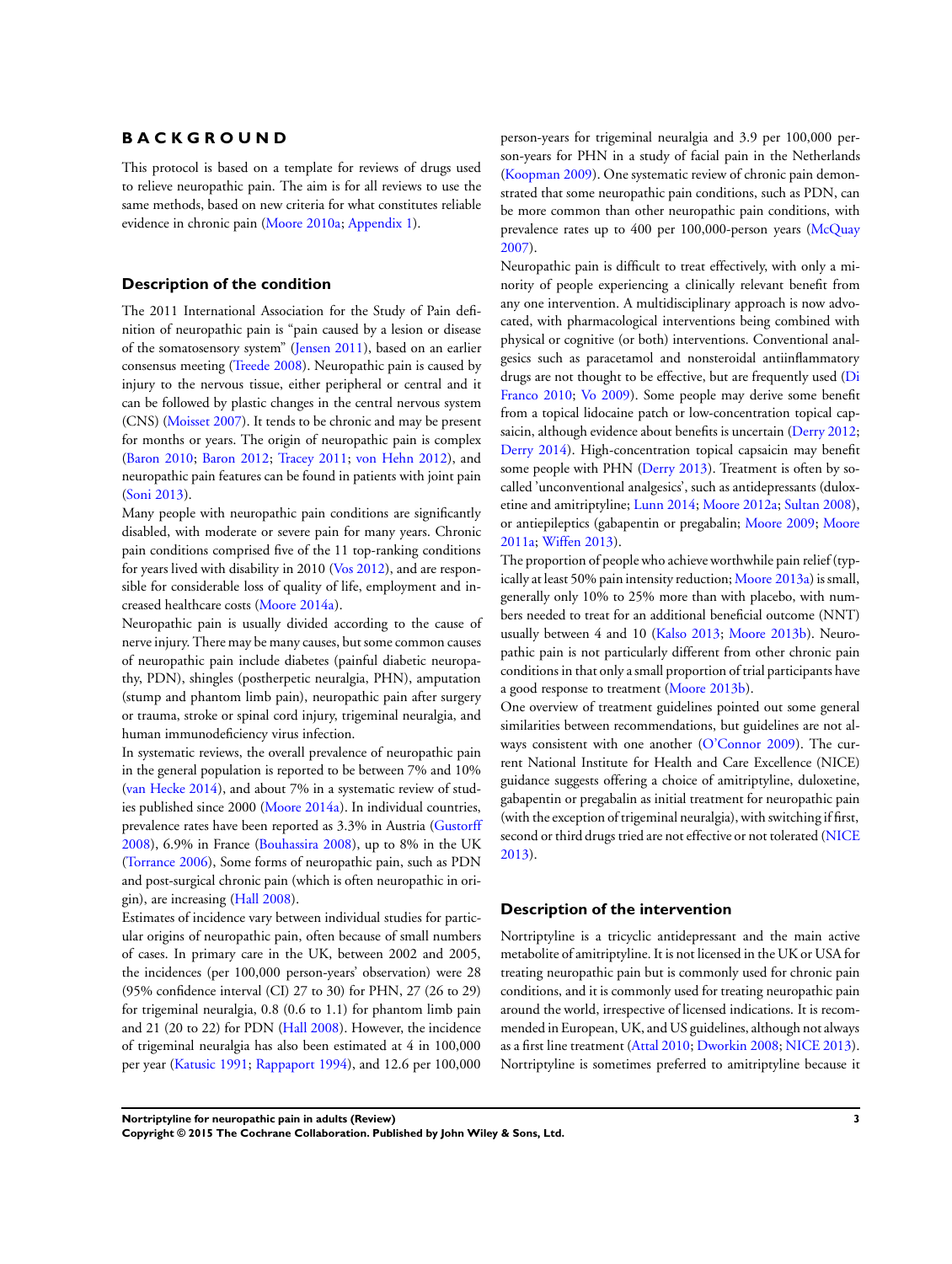# BACKGROUND

This protocol is based on a template for reviews of drugs used to relieve neuropathic pain. The aim is for all reviews to use the same methods, based on new criteria for what constitutes reliable evidence in chronic pain (Moore 2010a; Appendix 1).

## Description of the condition

The 2011 International Association for the Study of Pain definition of neuropathic pain is "pain caused by a lesion or disease of the somatosensory system" (Jensen 2011), based on an earlier consensus meeting (Treede 2008). Neuropathic pain is caused by injury to the nervous tissue, either peripheral or central and it can be followed by plastic changes in the central nervous system (CNS) (Moisset 2007). It tends to be chronic and may be present for months or years. The origin of neuropathic pain is complex (Baron 2010; Baron 2012; Tracey 2011; von Hehn 2012), and neuropathic pain features can be found in patients with joint pain (Soni 2013).

Many people with neuropathic pain conditions are significantly disabled, with moderate or severe pain for many years. Chronic pain conditions comprised five of the 11 top-ranking conditions for years lived with disability in 2010 (Vos 2012), and are responsible for considerable loss of quality of life, employment and increased healthcare costs (Moore 2014a).

Neuropathic pain is usually divided according to the cause of nerve injury. There may be many causes, but some common causes of neuropathic pain include diabetes (painful diabetic neuropathy, PDN), shingles (postherpetic neuralgia, PHN), amputation (stump and phantom limb pain), neuropathic pain after surgery or trauma, stroke or spinal cord injury, trigeminal neuralgia, and human immunodeficiency virus infection.

In systematic reviews, the overall prevalence of neuropathic pain in the general population is reported to be between 7% and 10% (van Hecke 2014), and about 7% in a systematic review of studies published since 2000 (Moore 2014a). In individual countries, prevalence rates have been reported as 3.3% in Austria (Gustorff 2008), 6.9% in France (Bouhassira 2008), up to 8% in the UK (Torrance 2006), Some forms of neuropathic pain, such as PDN and post-surgical chronic pain (which is often neuropathic in origin), are increasing (Hall 2008).

Estimates of incidence vary between individual studies for particular origins of neuropathic pain, often because of small numbers of cases. In primary care in the UK, between 2002 and 2005, the incidences (per 100,000 person-years' observation) were 28 (95% confidence interval (CI) 27 to 30) for PHN, 27 (26 to 29) for trigeminal neuralgia, 0.8 (0.6 to 1.1) for phantom limb pain and 21 (20 to 22) for PDN (Hall 2008). However, the incidence of trigeminal neuralgia has also been estimated at 4 in 100,000 per year (Katusic 1991; Rappaport 1994), and 12.6 per 100,000 person-years for trigeminal neuralgia and 3.9 per 100,000 person-years for PHN in a study of facial pain in the Netherlands (Koopman 2009). One systematic review of chronic pain demonstrated that some neuropathic pain conditions, such as PDN, can be more common than other neuropathic pain conditions, with prevalence rates up to 400 per 100,000-person years (McQuay 2007).

Neuropathic pain is difficult to treat effectively, with only a minority of people experiencing a clinically relevant benefit from any one intervention. A multidisciplinary approach is now advocated, with pharmacological interventions being combined with physical or cognitive (or both) interventions. Conventional analgesics such as paracetamol and nonsteroidal antiinflammatory drugs are not thought to be effective, but are frequently used (Di Franco 2010; Vo 2009). Some people may derive some benefit from a topical lidocaine patch or low-concentration topical capsaicin, although evidence about benefits is uncertain (Derry 2012; Derry 2014). High-concentration topical capsaicin may benefit some people with PHN (Derry 2013). Treatment is often by so-called 'unconventional analgesics', such as antidepressants (duloxetine and amitriptyline; Lunn 2014; Moore 2012a; Sultan 2008), or antiepileptics (gabapentin or pregabalin; Moore 2009; Moore 2011a; Wiffen 2013).

The proportion of people who achieve worthwhile pain relief (typically at least 50% pain intensity reduction; Moore 2013a) is small, generally only 10% to 25% more than with placebo, with numbers needed to treat for an additional beneficial outcome (NNT) usually between 4 and 10 (Kalso 2013; Moore 2013b). Neuropathic pain is not particularly different from other chronic pain conditions in that only a small proportion of trial participants have a good response to treatment (Moore 2013b).

One overview of treatment guidelines pointed out some general similarities between recommendations, but guidelines are not always consistent with one another (O'Connor 2009). The current National Institute for Health and Care Excellence (NICE) guidance suggests offering a choice of amitriptyline, duloxetine, gabapentin or pregabalin as initial treatment for neuropathic pain (with the exception of trigeminal neuralgia), with switching if first, second or third drugs tried are not effective or not tolerated (NICE 2013).

## Description of the intervention

Nortriptyline is a tricyclic antidepressant and the main active metabolite of amitriptyline. It is not licensed in the UK or USA for treating neuropathic pain but is commonly used for chronic pain conditions, and it is commonly used for treating neuropathic pain around the world, irrespective of licensed indications. It is recommended in European, UK, and US guidelines, although not always as a first line treatment (Attal 2010; Dworkin 2008; NICE 2013). Nortriptyline is sometimes preferred to amitriptyline because it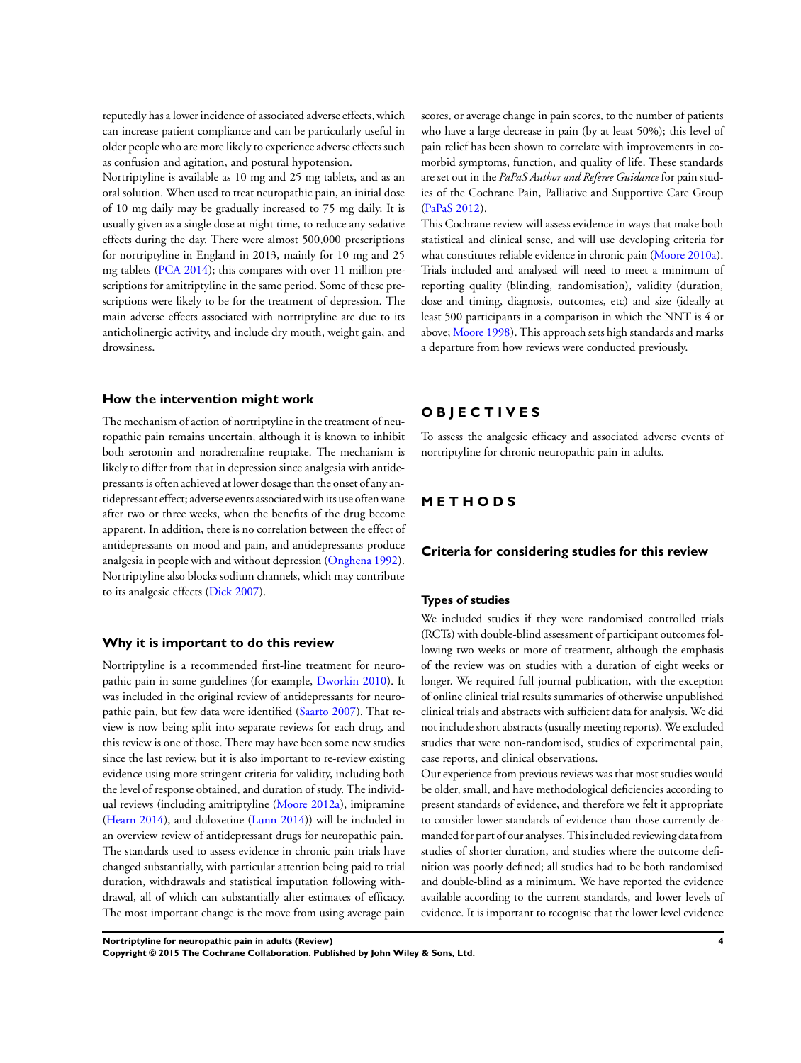reputedly has a lower incidence of associated adverse effects, which can increase patient compliance and can be particularly useful in older people who are more likely to experience adverse effects such as confusion and agitation, and postural hypotension.

Nortriptyline is available as 10 mg and 25 mg tablets, and as an oral solution. When used to treat neuropathic pain, an initial dose of 10 mg daily may be gradually increased to 75 mg daily. It is usually given as a single dose at night time, to reduce any sedative effects during the day. There were almost 500,000 prescriptions for nortriptyline in England in 2013, mainly for 10 mg and 25 mg tablets (PCA 2014); this compares with over 11 million prescriptions for amitriptyline in the same period. Some of these prescriptions were likely to be for the treatment of depression. The main adverse effects associated with nortriptyline are due to its anticholinergic activity, and include dry mouth, weight gain, and drowsiness.

### How the intervention might work

The mechanism of action of nortriptyline in the treatment of neuropathic pain remains uncertain, although it is known to inhibit both serotonin and noradrenaline reuptake. The mechanism is likely to differ from that in depression since analgesia with antidepressants is often achieved at lower dosage than the onset of any antidepressant effect; adverse events associated with its use often wane after two or three weeks, when the benefits of the drug become apparent. In addition, there is no correlation between the effect of antidepressants on mood and pain, and antidepressants produce analgesia in people with and without depression (Onghena 1992). Nortriptyline also blocks sodium channels, which may contribute to its analgesic effects (Dick 2007).

### Why it is important to do this review

Nortriptyline is a recommended first-line treatment for neuropathic pain in some guidelines (for example, Dworkin 2010). It was included in the original review of antidepressants for neuropathic pain, but few data were identified (Saarto 2007). That review is now being split into separate reviews for each drug, and this review is one of those. There may have been some new studies since the last review, but it is also important to re-review existing evidence using more stringent criteria for validity, including both the level of response obtained, and duration of study. The individual reviews (including amitriptyline (Moore 2012a), imipramine (Hearn 2014), and duloxetine (Lunn 2014)) will be included in an overview review of antidepressant drugs for neuropathic pain. The standards used to assess evidence in chronic pain trials have changed substantially, with particular attention being paid to trial duration, withdrawals and statistical imputation following withdrawal, all of which can substantially alter estimates of efficacy. The most important change is the move from using average pain scores, or average change in pain scores, to the number of patients who have a large decrease in pain (by at least 50%); this level of pain relief has been shown to correlate with improvements in comorbid symptoms, function, and quality of life. These standards are set out in the *PaPaS Author and Referee Guidance* for pain studies of the Cochrane Pain, Palliative and Supportive Care Group (PaPaS 2012).

This Cochrane review will assess evidence in ways that make both statistical and clinical sense, and will use developing criteria for what constitutes reliable evidence in chronic pain (Moore 2010a). Trials included and analysed will need to meet a minimum of reporting quality (blinding, randomisation), validity (duration, dose and timing, diagnosis, outcomes, etc) and size (ideally at least 500 participants in a comparison in which the NNT is 4 or above; Moore 1998). This approach sets high standards and marks a departure from how reviews were conducted previously.

# OBJECTIVES

To assess the analgesic efficacy and associated adverse events of nortriptyline for chronic neuropathic pain in adults.

# METHODS

## Criteria for considering studies for this review

### Types of studies

We included studies if they were randomised controlled trials (RCTs) with double-blind assessment of participant outcomes following two weeks or more of treatment, although the emphasis of the review was on studies with a duration of eight weeks or longer. We required full journal publication, with the exception of online clinical trial results summaries of otherwise unpublished clinical trials and abstracts with sufficient data for analysis. We did not include short abstracts (usually meeting reports). We excluded studies that were non-randomised, studies of experimental pain, case reports, and clinical observations.

Our experience from previous reviews was that most studies would be older, small, and have methodological deficiencies according to present standards of evidence, and therefore we felt it appropriate to consider lower standards of evidence than those currently demanded for part of our analyses. This included reviewing data from studies of shorter duration, and studies where the outcome definition was poorly defined; all studies had to be both randomised and double-blind as a minimum. We have reported the evidence available according to the current standards, and lower levels of evidence. It is important to recognise that the lower level evidence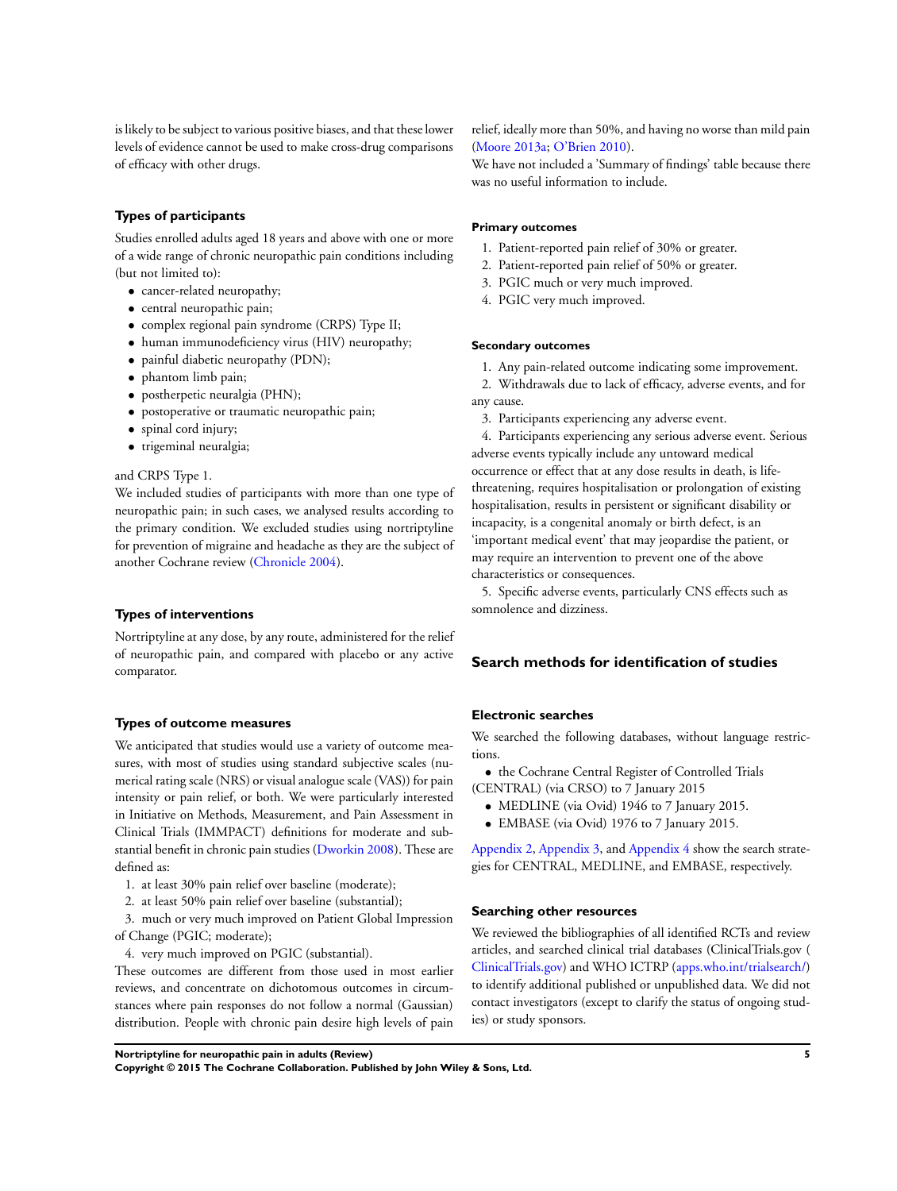is likely to be subject to various positive biases, and that these lower levels of evidence cannot be used to make cross-drug comparisons of efficacy with other drugs.

### Types of participants

Studies enrolled adults aged 18 years and above with one or more of a wide range of chronic neuropathic pain conditions including (but not limited to):

- cancer-related neuropathy;
- central neuropathic pain;
- complex regional pain syndrome (CRPS) Type II;
- human immunodeficiency virus (HIV) neuropathy;
- painful diabetic neuropathy (PDN);
- phantom limb pain;
- postherpetic neuralgia (PHN);
- postoperative or traumatic neuropathic pain;
- spinal cord injury;
- trigeminal neuralgia;

and CRPS Type 1.

We included studies of participants with more than one type of neuropathic pain; in such cases, we analysed results according to the primary condition. We excluded studies using nortriptyline for prevention of migraine and headache as they are the subject of another Cochrane review (Chronicle 2004).

### Types of interventions

Nortriptyline at any dose, by any route, administered for the relief of neuropathic pain, and compared with placebo or any active comparator.

### Types of outcome measures

We anticipated that studies would use a variety of outcome measures, with most of studies using standard subjective scales (numerical rating scale (NRS) or visual analogue scale (VAS)) for pain intensity or pain relief, or both. We were particularly interested in Initiative on Methods, Measurement, and Pain Assessment in Clinical Trials (IMMPACT) definitions for moderate and substantial benefit in chronic pain studies (Dworkin 2008). These are defined as:

1. at least 30% pain relief over baseline (moderate);
2. at least 50% pain relief over baseline (substantial);
3. much or very much improved on Patient Global Impression of Change (PGIC; moderate);
4. very much improved on PGIC (substantial).

These outcomes are different from those used in most earlier reviews, and concentrate on dichotomous outcomes in circumstances where pain responses do not follow a normal (Gaussian) distribution. People with chronic pain desire high levels of pain relief, ideally more than 50%, and having no worse than mild pain (Moore 2013a; O'Brien 2010).

We have not included a 'Summary of findings' table because there was no useful information to include.

#### Primary outcomes

1. Patient-reported pain relief of 30% or greater.
2. Patient-reported pain relief of 50% or greater.
3. PGIC much or very much improved.
4. PGIC very much improved.

#### Secondary outcomes

1. Any pain-related outcome indicating some improvement.
2. Withdrawals due to lack of efficacy, adverse events, and for any cause.
3. Participants experiencing any adverse event.
4. Participants experiencing any serious adverse event. Serious adverse events typically include any untoward medical occurrence or effect that at any dose results in death, is life-threatening, requires hospitalisation or prolongation of existing hospitalisation, results in persistent or significant disability or incapacity, is a congenital anomaly or birth defect, is an 'important medical event' that may jeopardise the patient, or may require an intervention to prevent one of the above characteristics or consequences.
5. Specific adverse events, particularly CNS effects such as somnolence and dizziness.

## Search methods for identification of studies

### Electronic searches

We searched the following databases, without language restrictions.

- the Cochrane Central Register of Controlled Trials (CENTRAL) (via CRSO) to 7 January 2015
- MEDLINE (via Ovid) 1946 to 7 January 2015.
- EMBASE (via Ovid) 1976 to 7 January 2015.

Appendix 2, Appendix 3, and Appendix 4 show the search strategies for CENTRAL, MEDLINE, and EMBASE, respectively.

### Searching other resources

We reviewed the bibliographies of all identified RCTs and review articles, and searched clinical trial databases (ClinicalTrials.gov (ClinicalTrials.gov) and WHO ICTRP (apps.who.int/trialsearch/) to identify additional published or unpublished data. We did not contact investigators (except to clarify the status of ongoing studies) or study sponsors.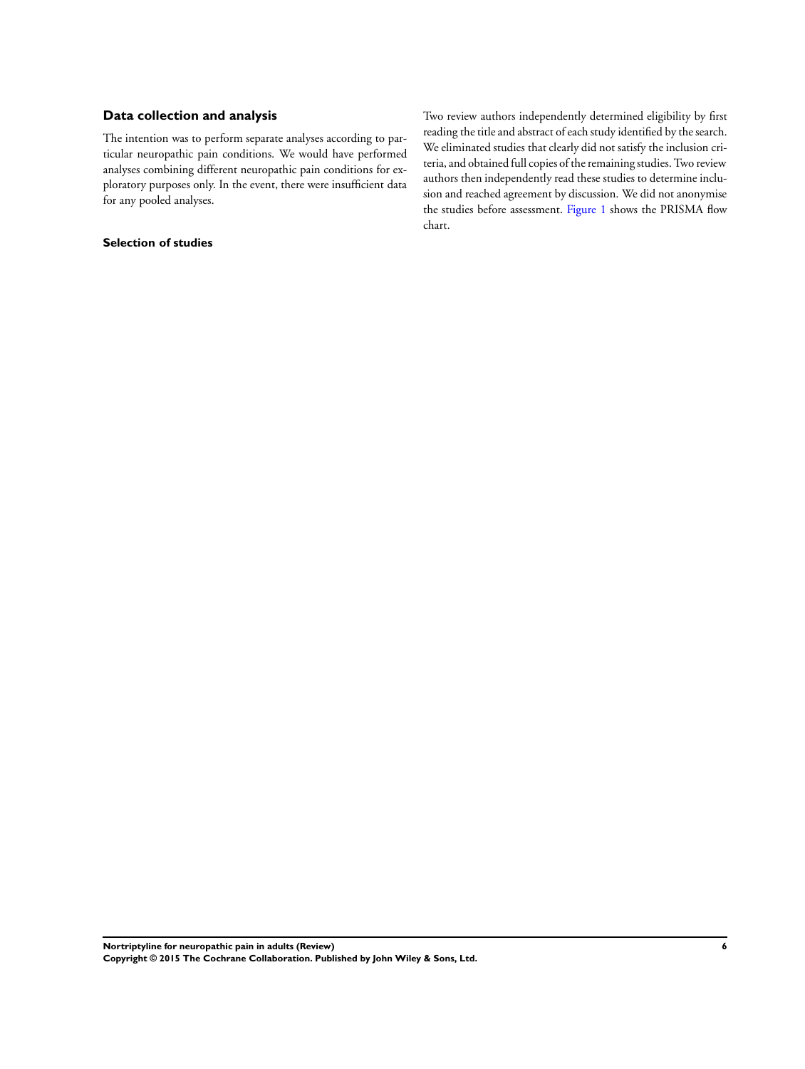## Data collection and analysis

The intention was to perform separate analyses according to particular neuropathic pain conditions. We would have performed analyses combining different neuropathic pain conditions for exploratory purposes only. In the event, there were insufficient data for any pooled analyses.

### Selection of studies

Two review authors independently determined eligibility by first reading the title and abstract of each study identified by the search. We eliminated studies that clearly did not satisfy the inclusion criteria, and obtained full copies of the remaining studies. Two review authors then independently read these studies to determine inclusion and reached agreement by discussion. We did not anonymise the studies before assessment. Figure 1 shows the PRISMA flow chart.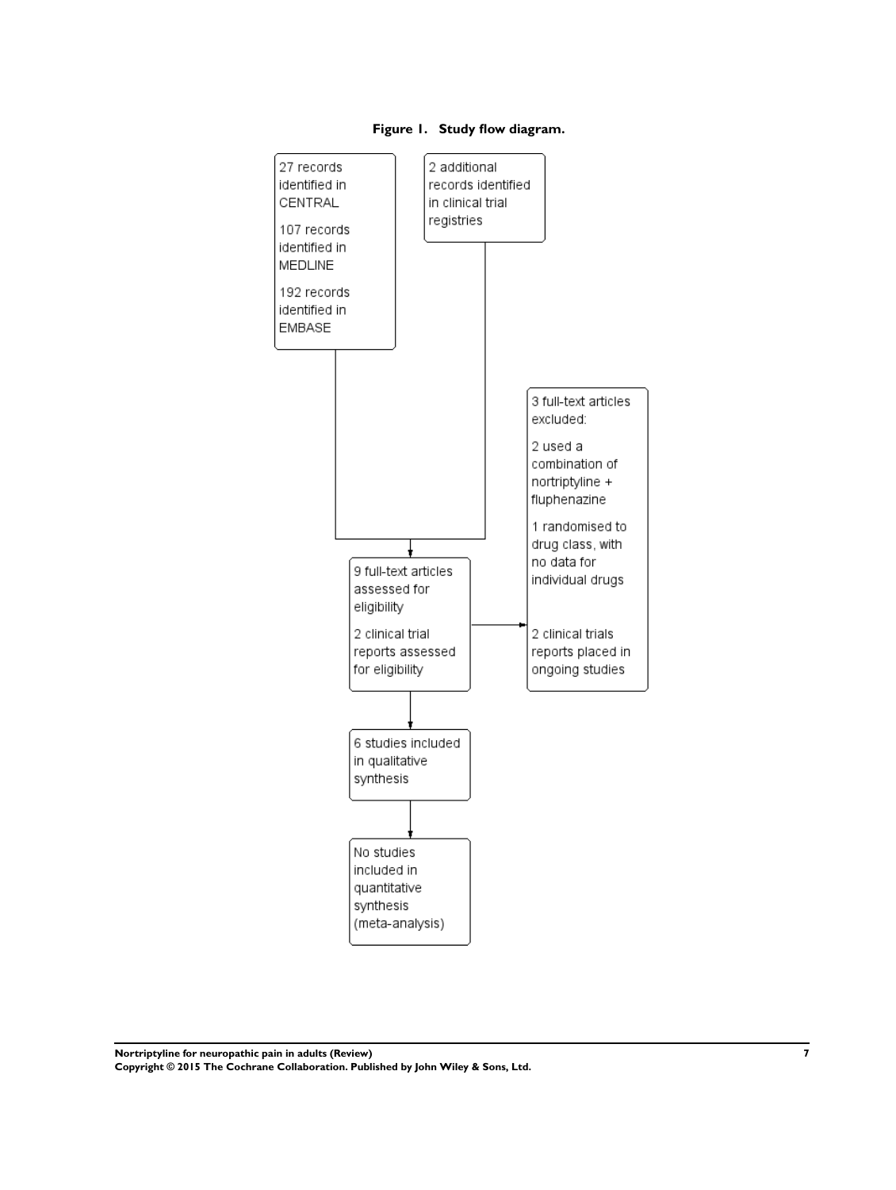**Figure 1. Study flow diagram.**

27 records identified in CENTRAL

107 records identified in MEDLINE

192 records identified in EMBASE

2 additional records identified in clinical trial registries

9 full-text articles assessed for eligibility

2 clinical trial reports assessed for eligibility

3 full-text articles excluded:

2 used a combination of nortriptyline + fluphenazine

1 randomised to drug class, with no data for individual drugs

2 clinical trials reports placed in ongoing studies

6 studies included in qualitative synthesis

No studies included in quantitative synthesis (meta-analysis)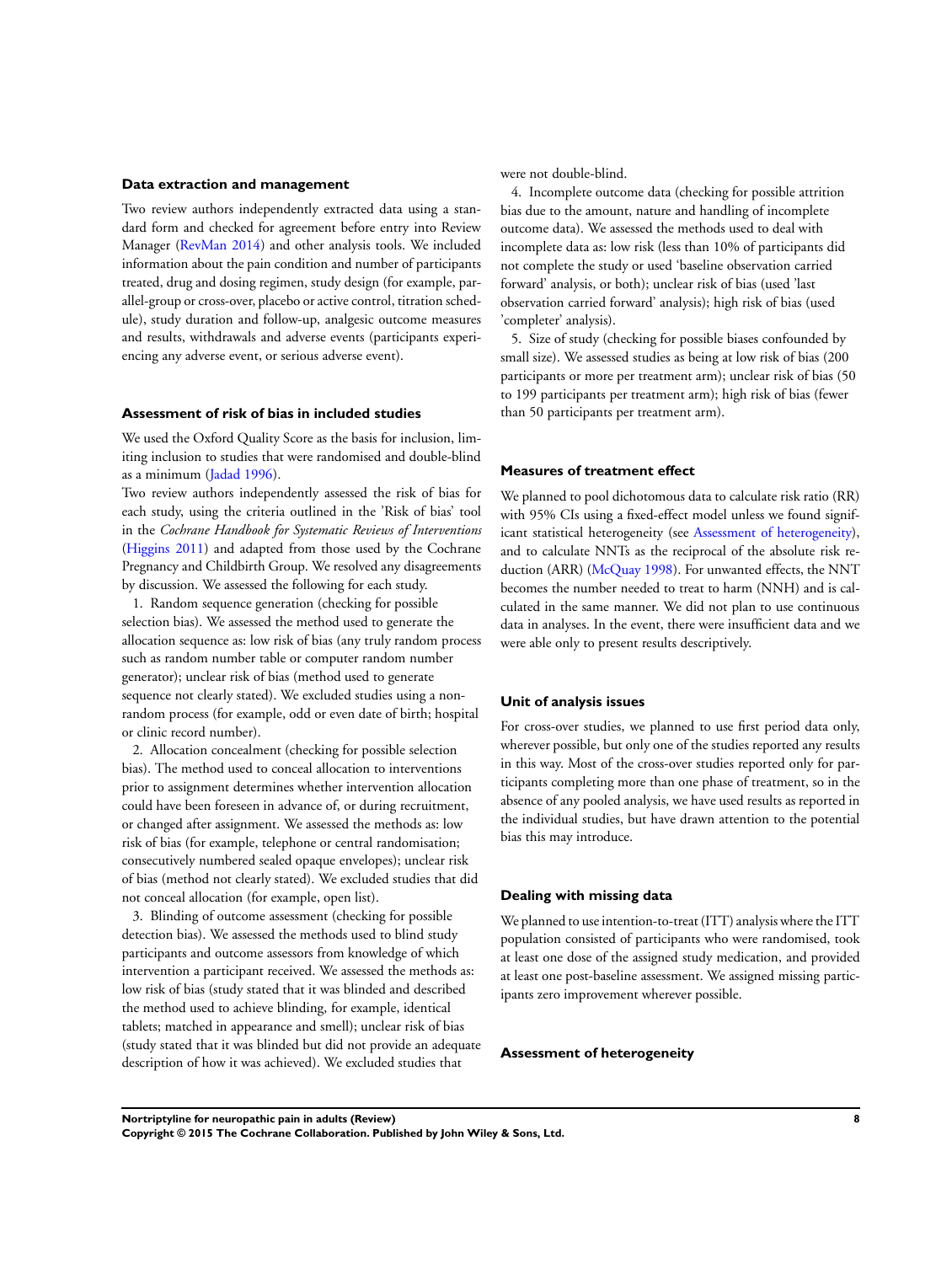### Data extraction and management

Two review authors independently extracted data using a standard form and checked for agreement before entry into Review Manager (RevMan 2014) and other analysis tools. We included information about the pain condition and number of participants treated, drug and dosing regimen, study design (for example, parallel-group or cross-over, placebo or active control, titration schedule), study duration and follow-up, analgesic outcome measures and results, withdrawals and adverse events (participants experiencing any adverse event, or serious adverse event).

### Assessment of risk of bias in included studies

We used the Oxford Quality Score as the basis for inclusion, limiting inclusion to studies that were randomised and double-blind as a minimum (Jadad 1996).

Two review authors independently assessed the risk of bias for each study, using the criteria outlined in the 'Risk of bias' tool in the *Cochrane Handbook for Systematic Reviews of Interventions* (Higgins 2011) and adapted from those used by the Cochrane Pregnancy and Childbirth Group. We resolved any disagreements by discussion. We assessed the following for each study.

1. Random sequence generation (checking for possible selection bias). We assessed the method used to generate the allocation sequence as: low risk of bias (any truly random process such as random number table or computer random number generator); unclear risk of bias (method used to generate sequence not clearly stated). We excluded studies using a non-random process (for example, odd or even date of birth; hospital or clinic record number).
2. Allocation concealment (checking for possible selection bias). The method used to conceal allocation to interventions prior to assignment determines whether intervention allocation could have been foreseen in advance of, or during recruitment, or changed after assignment. We assessed the methods as: low risk of bias (for example, telephone or central randomisation; consecutively numbered sealed opaque envelopes); unclear risk of bias (method not clearly stated). We excluded studies that did not conceal allocation (for example, open list).
3. Blinding of outcome assessment (checking for possible detection bias). We assessed the methods used to blind study participants and outcome assessors from knowledge of which intervention a participant received. We assessed the methods as: low risk of bias (study stated that it was blinded and described the method used to achieve blinding, for example, identical tablets; matched in appearance and smell); unclear risk of bias (study stated that it was blinded but did not provide an adequate description of how it was achieved). We excluded studies that were not double-blind.
4. Incomplete outcome data (checking for possible attrition bias due to the amount, nature and handling of incomplete outcome data). We assessed the methods used to deal with incomplete data as: low risk (less than 10% of participants did not complete the study or used 'baseline observation carried forward' analysis, or both); unclear risk of bias (used 'last observation carried forward' analysis); high risk of bias (used 'completer' analysis).
5. Size of study (checking for possible biases confounded by small size). We assessed studies as being at low risk of bias (200 participants or more per treatment arm); unclear risk of bias (50 to 199 participants per treatment arm); high risk of bias (fewer than 50 participants per treatment arm).

### Measures of treatment effect

We planned to pool dichotomous data to calculate risk ratio (RR) with 95% CIs using a fixed-effect model unless we found significant statistical heterogeneity (see Assessment of heterogeneity), and to calculate NNTs as the reciprocal of the absolute risk reduction (ARR) (McQuay 1998). For unwanted effects, the NNT becomes the number needed to treat to harm (NNH) and is calculated in the same manner. We did not plan to use continuous data in analyses. In the event, there were insufficient data and we were able only to present results descriptively.

### Unit of analysis issues

For cross-over studies, we planned to use first period data only, wherever possible, but only one of the studies reported any results in this way. Most of the cross-over studies reported only for participants completing more than one phase of treatment, so in the absence of any pooled analysis, we have used results as reported in the individual studies, but have drawn attention to the potential bias this may introduce.

### Dealing with missing data

We planned to use intention-to-treat (ITT) analysis where the ITT population consisted of participants who were randomised, took at least one dose of the assigned study medication, and provided at least one post-baseline assessment. We assigned missing participants zero improvement wherever possible.

### Assessment of heterogeneity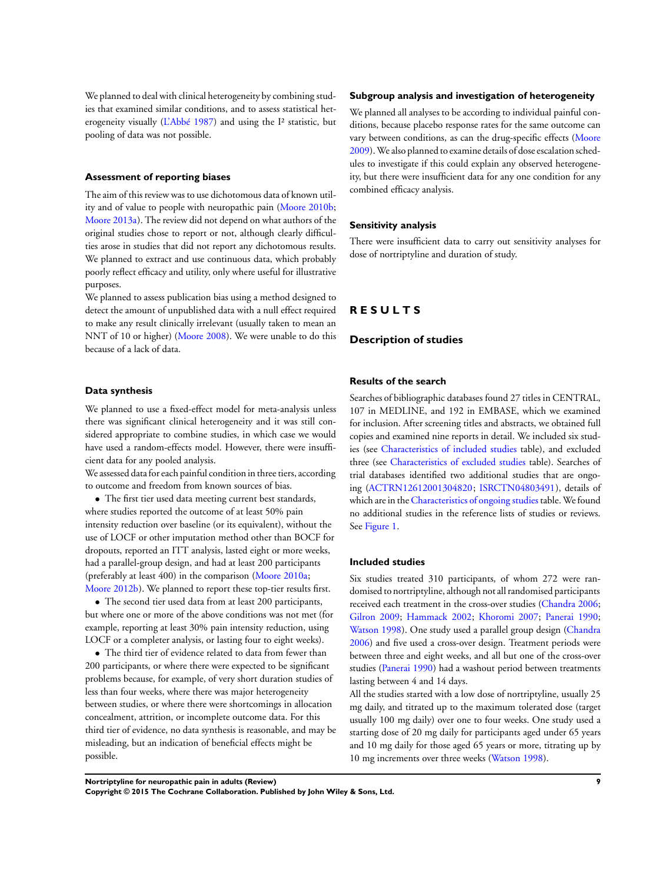We planned to deal with clinical heterogeneity by combining studies that examined similar conditions, and to assess statistical heterogeneity visually (L'Abbé 1987) and using the I² statistic, but pooling of data was not possible.

### Assessment of reporting biases

The aim of this review was to use dichotomous data of known utility and of value to people with neuropathic pain (Moore 2010b; Moore 2013a). The review did not depend on what authors of the original studies chose to report or not, although clearly difficulties arose in studies that did not report any dichotomous results. We planned to extract and use continuous data, which probably poorly reflect efficacy and utility, only where useful for illustrative purposes.

We planned to assess publication bias using a method designed to detect the amount of unpublished data with a null effect required to make any result clinically irrelevant (usually taken to mean an NNT of 10 or higher) (Moore 2008). We were unable to do this because of a lack of data.

### Data synthesis

We planned to use a fixed-effect model for meta-analysis unless there was significant clinical heterogeneity and it was still considered appropriate to combine studies, in which case we would have used a random-effects model. However, there were insufficient data for any pooled analysis.

We assessed data for each painful condition in three tiers, according to outcome and freedom from known sources of bias.

- The first tier used data meeting current best standards, where studies reported the outcome of at least 50% pain intensity reduction over baseline (or its equivalent), without the use of LOCF or other imputation method other than BOCF for dropouts, reported an ITT analysis, lasted eight or more weeks, had a parallel-group design, and had at least 200 participants (preferably at least 400) in the comparison (Moore 2010a; Moore 2012b). We planned to report these top-tier results first.
- The second tier used data from at least 200 participants, but where one or more of the above conditions was not met (for example, reporting at least 30% pain intensity reduction, using LOCF or a completer analysis, or lasting four to eight weeks).
- The third tier of evidence related to data from fewer than 200 participants, or where there were expected to be significant problems because, for example, of very short duration studies of less than four weeks, where there was major heterogeneity between studies, or where there were shortcomings in allocation concealment, attrition, or incomplete outcome data. For this third tier of evidence, no data synthesis is reasonable, and may be misleading, but an indication of beneficial effects might be possible.

### Subgroup analysis and investigation of heterogeneity

We planned all analyses to be according to individual painful conditions, because placebo response rates for the same outcome can vary between conditions, as can the drug-specific effects (Moore 2009). We also planned to examine details of dose escalation schedules to investigate if this could explain any observed heterogeneity, but there were insufficient data for any one condition for any combined efficacy analysis.

### Sensitivity analysis

There were insufficient data to carry out sensitivity analyses for dose of nortriptyline and duration of study.

# RESULTS

## Description of studies

### Results of the search

Searches of bibliographic databases found 27 titles in CENTRAL, 107 in MEDLINE, and 192 in EMBASE, which we examined for inclusion. After screening titles and abstracts, we obtained full copies and examined nine reports in detail. We included six studies (see Characteristics of included studies table), and excluded three (see Characteristics of excluded studies table). Searches of trial databases identified two additional studies that are ongoing (ACTRN12612001304820; ISRCTN04803491), details of which are in the Characteristics of ongoing studies table. We found no additional studies in the reference lists of studies or reviews. See Figure 1.

### Included studies

Six studies treated 310 participants, of whom 272 were randomised to nortriptyline, although not all randomised participants received each treatment in the cross-over studies (Chandra 2006; Gilron 2009; Hammack 2002; Khoromi 2007; Panerai 1990; Watson 1998). One study used a parallel group design (Chandra 2006) and five used a cross-over design. Treatment periods were between three and eight weeks, and all but one of the cross-over studies (Panerai 1990) had a washout period between treatments lasting between 4 and 14 days.

All the studies started with a low dose of nortriptyline, usually 25 mg daily, and titrated up to the maximum tolerated dose (target usually 100 mg daily) over one to four weeks. One study used a starting dose of 20 mg daily for participants aged under 65 years and 10 mg daily for those aged 65 years or more, titrating up by 10 mg increments over three weeks (Watson 1998).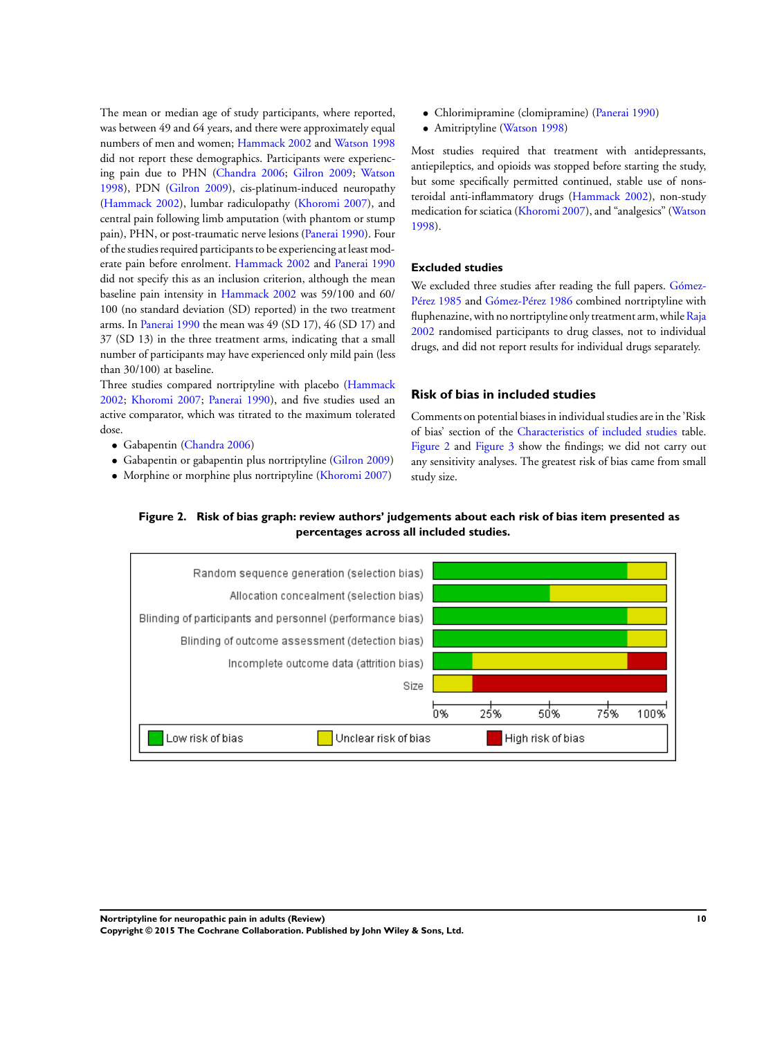The mean or median age of study participants, where reported, was between 49 and 64 years, and there were approximately equal numbers of men and women; Hammack 2002 and Watson 1998 did not report these demographics. Participants were experiencing pain due to PHN (Chandra 2006; Gilron 2009; Watson 1998), PDN (Gilron 2009), cis-platinum-induced neuropathy (Hammack 2002), lumbar radiculopathy (Khoromi 2007), and central pain following limb amputation (with phantom or stump pain), PHN, or post-traumatic nerve lesions (Panerai 1990). Four of the studies required participants to be experiencing at least moderate pain before enrolment. Hammack 2002 and Panerai 1990 did not specify this as an inclusion criterion, although the mean baseline pain intensity in Hammack 2002 was 59/100 and 60/100 (no standard deviation (SD) reported) in the two treatment arms. In Panerai 1990 the mean was 49 (SD 17), 46 (SD 17) and 37 (SD 13) in the three treatment arms, indicating that a small number of participants may have experienced only mild pain (less than 30/100) at baseline.

Three studies compared nortriptyline with placebo (Hammack 2002; Khoromi 2007; Panerai 1990), and five studies used an active comparator, which was titrated to the maximum tolerated dose.

- Gabapentin (Chandra 2006)
- Gabapentin or gabapentin plus nortriptyline (Gilron 2009)
- Morphine or morphine plus nortriptyline (Khoromi 2007)
- Chlorimipramine (clomipramine) (Panerai 1990)
- Amitriptyline (Watson 1998)

Most studies required that treatment with antidepressants, antiepileptics, and opioids was stopped before starting the study, but some specifically permitted continued, stable use of nonsteroidal anti-inflammatory drugs (Hammack 2002), non-study medication for sciatica (Khoromi 2007), and "analgesics" (Watson 1998).

### Excluded studies

We excluded three studies after reading the full papers. Gómez-Pérez 1985 and Gómez-Pérez 1986 combined nortriptyline with fluphenazine, with no nortriptyline only treatment arm, while Raja 2002 randomised participants to drug classes, not to individual drugs, and did not report results for individual drugs separately.

## Risk of bias in included studies

Comments on potential biases in individual studies are in the 'Risk of bias' section of the Characteristics of included studies table. Figure 2 and Figure 3 show the findings; we did not carry out any sensitivity analyses. The greatest risk of bias came from small study size.

**Figure 2. Risk of bias graph: review authors' judgements about each risk of bias item presented as percentages across all included studies.**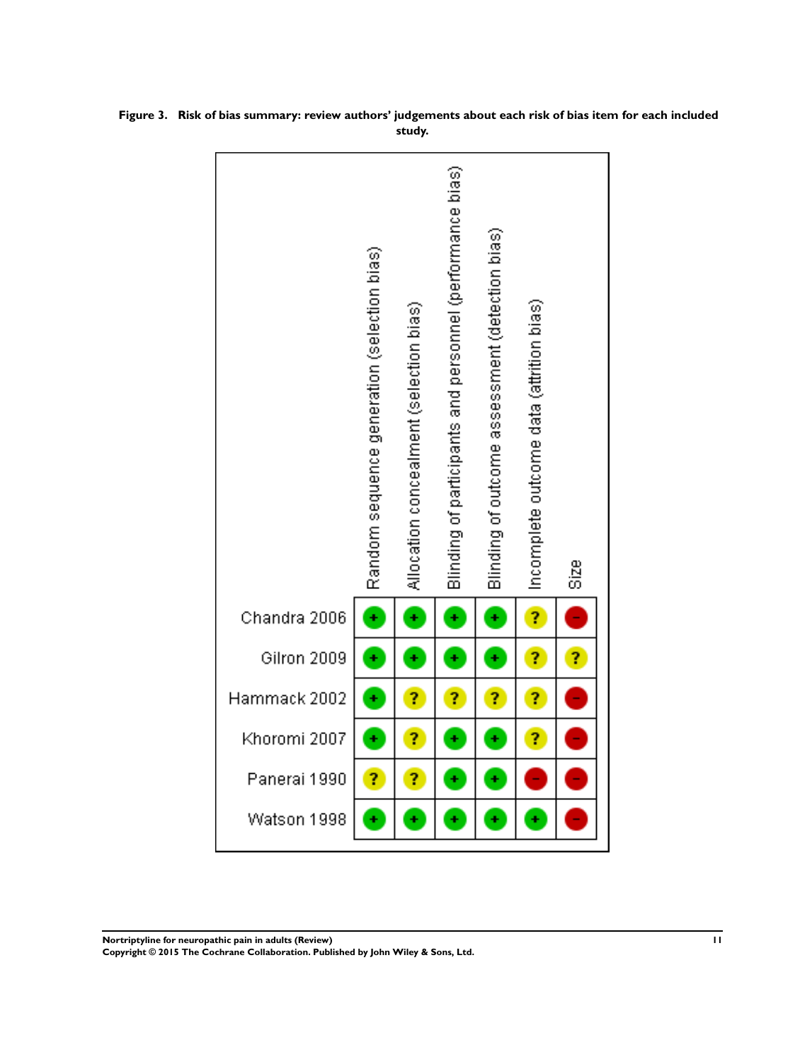**Figure 3. Risk of bias summary: review authors' judgements about each risk of bias item for each included study.**

| | Random sequence generation (selection bias) | Allocation concealment (selection bias) | Blinding of participants and personnel (performance bias) | Blinding of outcome assessment (detection bias) | Incomplete outcome data (attrition bias) | Size |
|---|---|---|---|---|---|---|
| Chandra 2006 | + | + | + | + | ? | – |
| Gilron 2009 | + | + | + | + | ? | ? |
| Hammack 2002 | + | ? | ? | ? | ? | – |
| Khoromi 2007 | + | ? | + | + | ? | – |
| Panerai 1990 | ? | ? | + | + | – | – |
| Watson 1998 | + | + | + | + | + | – |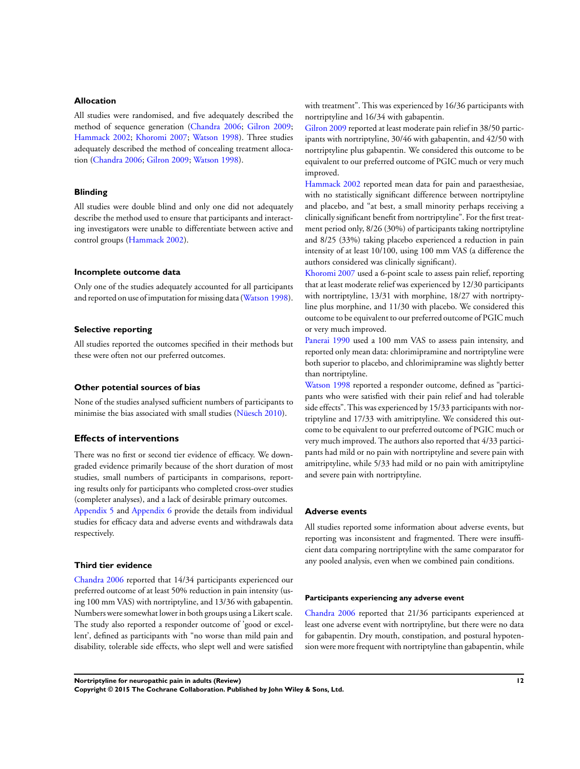### Allocation

All studies were randomised, and five adequately described the method of sequence generation (Chandra 2006; Gilron 2009; Hammack 2002; Khoromi 2007; Watson 1998). Three studies adequately described the method of concealing treatment allocation (Chandra 2006; Gilron 2009; Watson 1998).

### Blinding

All studies were double blind and only one did not adequately describe the method used to ensure that participants and interacting investigators were unable to differentiate between active and control groups (Hammack 2002).

### Incomplete outcome data

Only one of the studies adequately accounted for all participants and reported on use of imputation for missing data (Watson 1998).

### Selective reporting

All studies reported the outcomes specified in their methods but these were often not our preferred outcomes.

### Other potential sources of bias

None of the studies analysed sufficient numbers of participants to minimise the bias associated with small studies (Nüesch 2010).

## Effects of interventions

There was no first or second tier evidence of efficacy. We downgraded evidence primarily because of the short duration of most studies, small numbers of participants in comparisons, reporting results only for participants who completed cross-over studies (completer analyses), and a lack of desirable primary outcomes. Appendix 5 and Appendix 6 provide the details from individual studies for efficacy data and adverse events and withdrawals data respectively.

### Third tier evidence

Chandra 2006 reported that 14/34 participants experienced our preferred outcome of at least 50% reduction in pain intensity (using 100 mm VAS) with nortriptyline, and 13/36 with gabapentin. Numbers were somewhat lower in both groups using a Likert scale. The study also reported a responder outcome of 'good or excellent', defined as participants with "no worse than mild pain and disability, tolerable side effects, who slept well and were satisfied with treatment". This was experienced by 16/36 participants with nortriptyline and 16/34 with gabapentin.

Gilron 2009 reported at least moderate pain relief in 38/50 participants with nortriptyline, 30/46 with gabapentin, and 42/50 with nortriptyline plus gabapentin. We considered this outcome to be equivalent to our preferred outcome of PGIC much or very much improved.

Hammack 2002 reported mean data for pain and paraesthesiae, with no statistically significant difference between nortriptyline and placebo, and "at best, a small minority perhaps receiving a clinically significant benefit from nortriptyline". For the first treatment period only, 8/26 (30%) of participants taking nortriptyline and 8/25 (33%) taking placebo experienced a reduction in pain intensity of at least 10/100, using 100 mm VAS (a difference the authors considered was clinically significant).

Khoromi 2007 used a 6-point scale to assess pain relief, reporting that at least moderate relief was experienced by 12/30 participants with nortriptyline, 13/31 with morphine, 18/27 with nortriptyline plus morphine, and 11/30 with placebo. We considered this outcome to be equivalent to our preferred outcome of PGIC much or very much improved.

Panerai 1990 used a 100 mm VAS to assess pain intensity, and reported only mean data: chlorimipramine and nortriptyline were both superior to placebo, and chlorimipramine was slightly better than nortriptyline.

Watson 1998 reported a responder outcome, defined as "participants who were satisfied with their pain relief and had tolerable side effects". This was experienced by 15/33 participants with nortriptyline and 17/33 with amitriptyline. We considered this outcome to be equivalent to our preferred outcome of PGIC much or very much improved. The authors also reported that 4/33 participants had mild or no pain with nortriptyline and severe pain with amitriptyline, while 5/33 had mild or no pain with amitriptyline and severe pain with nortriptyline.

### Adverse events

All studies reported some information about adverse events, but reporting was inconsistent and fragmented. There were insufficient data comparing nortriptyline with the same comparator for any pooled analysis, even when we combined pain conditions.

#### Participants experiencing any adverse event

Chandra 2006 reported that 21/36 participants experienced at least one adverse event with nortriptyline, but there were no data for gabapentin. Dry mouth, constipation, and postural hypotension were more frequent with nortriptyline than gabapentin, while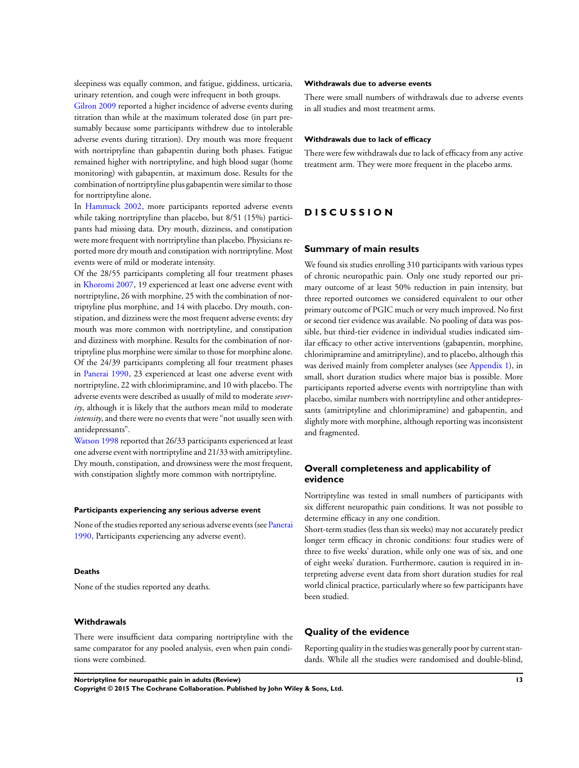sleepiness was equally common, and fatigue, giddiness, urticaria, urinary retention, and cough were infrequent in both groups.

Gilron 2009 reported a higher incidence of adverse events during titration than while at the maximum tolerated dose (in part presumably because some participants withdrew due to intolerable adverse events during titration). Dry mouth was more frequent with nortriptyline than gabapentin during both phases. Fatigue remained higher with nortriptyline, and high blood sugar (home monitoring) with gabapentin, at maximum dose. Results for the combination of nortriptyline plus gabapentin were similar to those for nortriptyline alone.

In Hammack 2002, more participants reported adverse events while taking nortriptyline than placebo, but 8/51 (15%) participants had missing data. Dry mouth, dizziness, and constipation were more frequent with nortriptyline than placebo. Physicians reported more dry mouth and constipation with nortriptyline. Most events were of mild or moderate intensity.

Of the 28/55 participants completing all four treatment phases in Khoromi 2007, 19 experienced at least one adverse event with nortriptyline, 26 with morphine, 25 with the combination of nortriptyline plus morphine, and 14 with placebo. Dry mouth, constipation, and dizziness were the most frequent adverse events; dry mouth was more common with nortriptyline, and constipation and dizziness with morphine. Results for the combination of nortriptyline plus morphine were similar to those for morphine alone.

Of the 24/39 participants completing all four treatment phases in Panerai 1990, 23 experienced at least one adverse event with nortriptyline, 22 with chlorimipramine, and 10 with placebo. The adverse events were described as usually of mild to moderate *severity*, although it is likely that the authors mean mild to moderate *intensity*, and there were no events that were "not usually seen with antidepressants".

Watson 1998 reported that 26/33 participants experienced at least one adverse event with nortriptyline and 21/33 with amitriptyline. Dry mouth, constipation, and drowsiness were the most frequent, with constipation slightly more common with nortriptyline.

#### Participants experiencing any serious adverse event

None of the studies reported any serious adverse events (see Panerai 1990, Participants experiencing any adverse event).

#### Deaths

None of the studies reported any deaths.

### Withdrawals

There were insufficient data comparing nortriptyline with the same comparator for any pooled analysis, even when pain conditions were combined.

#### Withdrawals due to adverse events

There were small numbers of withdrawals due to adverse events in all studies and most treatment arms.

#### Withdrawals due to lack of efficacy

There were few withdrawals due to lack of efficacy from any active treatment arm. They were more frequent in the placebo arms.

# DISCUSSION

## Summary of main results

We found six studies enrolling 310 participants with various types of chronic neuropathic pain. Only one study reported our primary outcome of at least 50% reduction in pain intensity, but three reported outcomes we considered equivalent to our other primary outcome of PGIC much or very much improved. No first or second tier evidence was available. No pooling of data was possible, but third-tier evidence in individual studies indicated similar efficacy to other active interventions (gabapentin, morphine, chlorimipramine and amitriptyline), and to placebo, although this was derived mainly from completer analyses (see Appendix 1), in small, short duration studies where major bias is possible. More participants reported adverse events with nortriptyline than with placebo, similar numbers with nortriptyline and other antidepressants (amitriptyline and chlorimipramine) and gabapentin, and slightly more with morphine, although reporting was inconsistent and fragmented.

## Overall completeness and applicability of evidence

Nortriptyline was tested in small numbers of participants with six different neuropathic pain conditions. It was not possible to determine efficacy in any one condition.

Short-term studies (less than six weeks) may not accurately predict longer term efficacy in chronic conditions: four studies were of three to five weeks' duration, while only one was of six, and one of eight weeks' duration. Furthermore, caution is required in interpreting adverse event data from short duration studies for real world clinical practice, particularly where so few participants have been studied.

## Quality of the evidence

Reporting quality in the studies was generally poor by current standards. While all the studies were randomised and double-blind,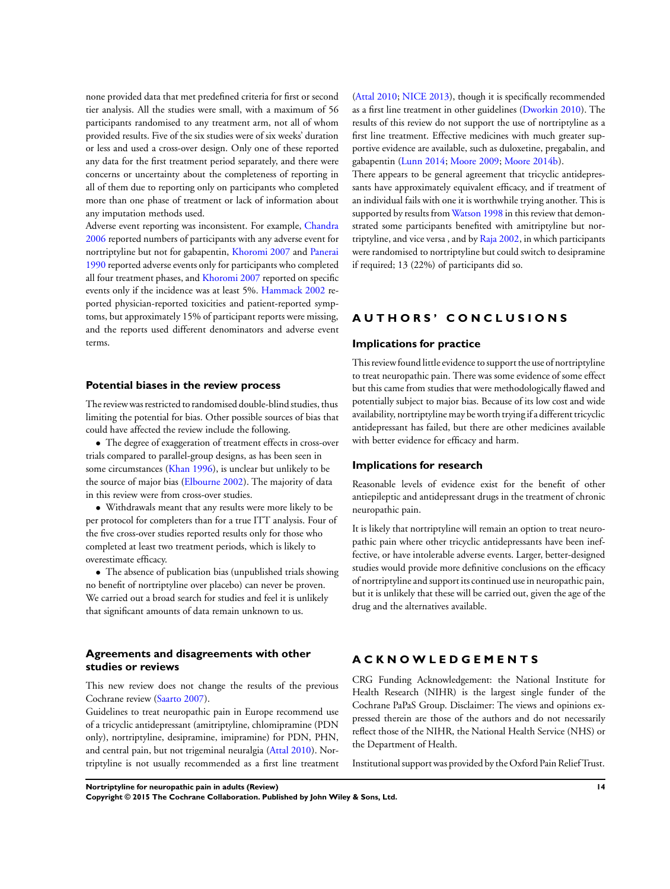none provided data that met predefined criteria for first or second tier analysis. All the studies were small, with a maximum of 56 participants randomised to any treatment arm, not all of whom provided results. Five of the six studies were of six weeks' duration or less and used a cross-over design. Only one of these reported any data for the first treatment period separately, and there were concerns or uncertainty about the completeness of reporting in all of them due to reporting only on participants who completed more than one phase of treatment or lack of information about any imputation methods used.

Adverse event reporting was inconsistent. For example, Chandra 2006 reported numbers of participants with any adverse event for nortriptyline but not for gabapentin, Khoromi 2007 and Panerai 1990 reported adverse events only for participants who completed all four treatment phases, and Khoromi 2007 reported on specific events only if the incidence was at least 5%. Hammack 2002 reported physician-reported toxicities and patient-reported symptoms, but approximately 15% of participant reports were missing, and the reports used different denominators and adverse event terms.

### Potential biases in the review process

The review was restricted to randomised double-blind studies, thus limiting the potential for bias. Other possible sources of bias that could have affected the review include the following.

- The degree of exaggeration of treatment effects in cross-over trials compared to parallel-group designs, as has been seen in some circumstances (Khan 1996), is unclear but unlikely to be the source of major bias (Elbourne 2002). The majority of data in this review were from cross-over studies.
- Withdrawals meant that any results were more likely to be per protocol for completers than for a true ITT analysis. Four of the five cross-over studies reported results only for those who completed at least two treatment periods, which is likely to overestimate efficacy.
- The absence of publication bias (unpublished trials showing no benefit of nortriptyline over placebo) can never be proven. We carried out a broad search for studies and feel it is unlikely that significant amounts of data remain unknown to us.

### Agreements and disagreements with other studies or reviews

This new review does not change the results of the previous Cochrane review (Saarto 2007).

Guidelines to treat neuropathic pain in Europe recommend use of a tricyclic antidepressant (amitriptyline, chlomipramine (PDN only), nortriptyline, desipramine, imipramine) for PDN, PHN, and central pain, but not trigeminal neuralgia (Attal 2010). Nortriptyline is not usually recommended as a first line treatment (Attal 2010; NICE 2013), though it is specifically recommended as a first line treatment in other guidelines (Dworkin 2010). The results of this review do not support the use of nortriptyline as a first line treatment. Effective medicines with much greater supportive evidence are available, such as duloxetine, pregabalin, and gabapentin (Lunn 2014; Moore 2009; Moore 2014b).

There appears to be general agreement that tricyclic antidepressants have approximately equivalent efficacy, and if treatment of an individual fails with one it is worthwhile trying another. This is supported by results from Watson 1998 in this review that demonstrated some participants benefited with amitriptyline but nortriptyline, and vice versa , and by Raja 2002, in which participants were randomised to nortriptyline but could switch to desipramine if required; 13 (22%) of participants did so.

## AUTHORS' CONCLUSIONS

### Implications for practice

This review found little evidence to support the use of nortriptyline to treat neuropathic pain. There was some evidence of some effect but this came from studies that were methodologically flawed and potentially subject to major bias. Because of its low cost and wide availability, nortriptyline may be worth trying if a different tricyclic antidepressant has failed, but there are other medicines available with better evidence for efficacy and harm.

### Implications for research

Reasonable levels of evidence exist for the benefit of other antiepileptic and antidepressant drugs in the treatment of chronic neuropathic pain.

It is likely that nortriptyline will remain an option to treat neuropathic pain where other tricyclic antidepressants have been ineffective, or have intolerable adverse events. Larger, better-designed studies would provide more definitive conclusions on the efficacy of nortriptyline and support its continued use in neuropathic pain, but it is unlikely that these will be carried out, given the age of the drug and the alternatives available.

## ACKNOWLEDGEMENTS

CRG Funding Acknowledgement: the National Institute for Health Research (NIHR) is the largest single funder of the Cochrane PaPaS Group. Disclaimer: The views and opinions expressed therein are those of the authors and do not necessarily reflect those of the NIHR, the National Health Service (NHS) or the Department of Health.

Institutional support was provided by the Oxford Pain Relief Trust.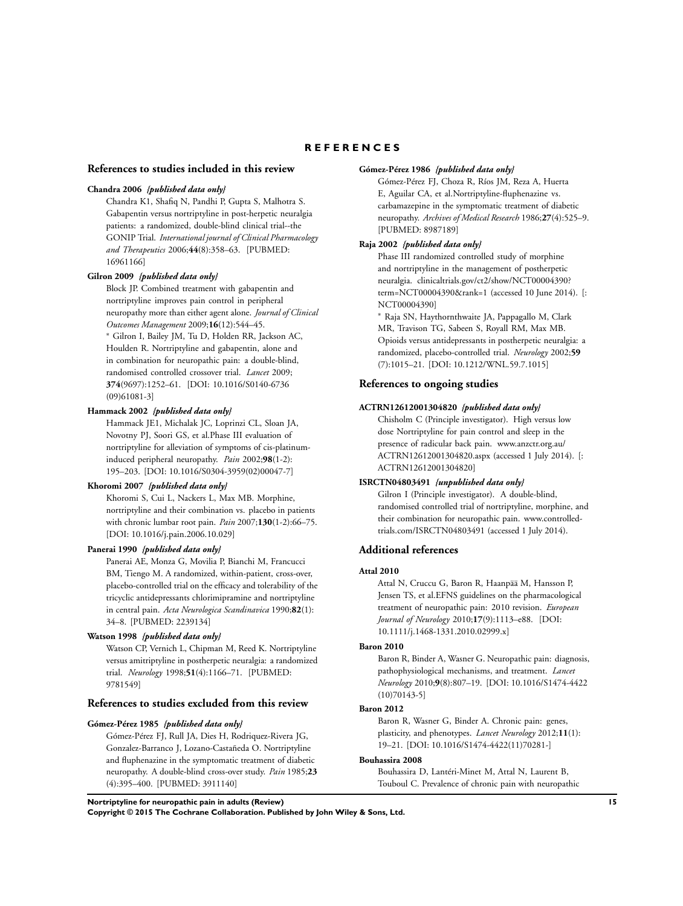# REFERENCES

## References to studies included in this review

**Chandra 2006** *{published data only}*

Chandra K1, Shafiq N, Pandhi P, Gupta S, Malhotra S. Gabapentin versus nortriptyline in post-herpetic neuralgia patients: a randomized, double-blind clinical trial--the GONIP Trial. *International journal of Clinical Pharmacology and Therapeutics* 2006;**44**(8):358–63. [PUBMED: 16961166]

**Gilron 2009** *{published data only}*

Block JP. Combined treatment with gabapentin and nortriptyline improves pain control in peripheral neuropathy more than either agent alone. *Journal of Clinical Outcomes Management* 2009;**16**(12):544–45.

* Gilron I, Bailey JM, Tu D, Holden RR, Jackson AC, Houlden R. Nortriptyline and gabapentin, alone and in combination for neuropathic pain: a double-blind, randomised controlled crossover trial. *Lancet* 2009; **374**(9697):1252–61. [DOI: 10.1016/S0140-6736(09)61081-3]

**Hammack 2002** *{published data only}*

Hammack JE1, Michalak JC, Loprinzi CL, Sloan JA, Novotny PJ, Soori GS, et al.Phase III evaluation of nortriptyline for alleviation of symptoms of cis-platinum-induced peripheral neuropathy. *Pain* 2002;**98**(1-2): 195–203. [DOI: 10.1016/S0304-3959(02)00047-7]

**Khoromi 2007** *{published data only}*

Khoromi S, Cui L, Nackers L, Max MB. Morphine, nortriptyline and their combination vs. placebo in patients with chronic lumbar root pain. *Pain* 2007;**130**(1-2):66–75. [DOI: 10.1016/j.pain.2006.10.029]

**Panerai 1990** *{published data only}*

Panerai AE, Monza G, Movilia P, Bianchi M, Francucci BM, Tiengo M. A randomized, within-patient, cross-over, placebo-controlled trial on the efficacy and tolerability of the tricyclic antidepressants chlorimipramine and nortriptyline in central pain. *Acta Neurologica Scandinavica* 1990;**82**(1): 34–8. [PUBMED: 2239134]

**Watson 1998** *{published data only}*

Watson CP, Vernich L, Chipman M, Reed K. Nortriptyline versus amitriptyline in postherpetic neuralgia: a randomized trial. *Neurology* 1998;**51**(4):1166–71. [PUBMED: 9781549]

**Gómez-Pérez 1986** *{published data only}*

Gómez-Pérez FJ, Choza R, Ríos JM, Reza A, Huerta E, Aguilar CA, et al.Nortriptyline-fluphenazine vs. carbamazepine in the symptomatic treatment of diabetic neuropathy. *Archives of Medical Research* 1986;**27**(4):525–9. [PUBMED: 8987189]

**Raja 2002** *{published data only}*

Phase III randomized controlled study of morphine and nortriptyline in the management of postherpetic neuralgia. clinicaltrials.gov/ct2/show/NCT00004390?term=NCT00004390&rank=1 (accessed 10 June 2014). [: NCT00004390]

* Raja SN, Haythornthwaite JA, Pappagallo M, Clark MR, Travison TG, Sabeen S, Royall RM, Max MB. Opioids versus antidepressants in postherpetic neuralgia: a randomized, placebo-controlled trial. *Neurology* 2002;**59**(7):1015–21. [DOI: 10.1212/WNL.59.7.1015]

## References to studies excluded from this review

**Gómez-Pérez 1985** *{published data only}*

Gómez-Pérez FJ, Rull JA, Dies H, Rodriquez-Rivera JG, Gonzalez-Barranco J, Lozano-Castañeda O. Nortriptyline and fluphenazine in the symptomatic treatment of diabetic neuropathy. A double-blind cross-over study. *Pain* 1985;**23**(4):395–400. [PUBMED: 3911140]

## References to ongoing studies

**ACTRN12612001304820** *{published data only}*

Chisholm C (Principle investigator). High versus low dose Nortriptyline for pain control and sleep in the presence of radicular back pain. www.anzctr.org.au/ACTRN12612001304820.aspx (accessed 1 July 2014). [: ACTRN12612001304820]

**ISRCTN04803491** *{unpublished data only}*

Gilron I (Principle investigator). A double-blind, randomised controlled trial of nortriptyline, morphine, and their combination for neuropathic pain. www.controlled-trials.com/ISRCTN04803491 (accessed 1 July 2014).

## Additional references

**Attal 2010**

Attal N, Cruccu G, Baron R, Haanpää M, Hansson P, Jensen TS, et al.EFNS guidelines on the pharmacological treatment of neuropathic pain: 2010 revision. *European Journal of Neurology* 2010;**17**(9):1113–e88. [DOI: 10.1111/j.1468-1331.2010.02999.x]

**Baron 2010**

Baron R, Binder A, Wasner G. Neuropathic pain: diagnosis, pathophysiological mechanisms, and treatment. *Lancet Neurology* 2010;**9**(8):807–19. [DOI: 10.1016/S1474-4422(10)70143-5]

**Baron 2012**

Baron R, Wasner G, Binder A. Chronic pain: genes, plasticity, and phenotypes. *Lancet Neurology* 2012;**11**(1): 19–21. [DOI: 10.1016/S1474-4422(11)70281-]

**Bouhassira 2008**

Bouhassira D, Lantéri-Minet M, Attal N, Laurent B, Touboul C. Prevalence of chronic pain with neuropathic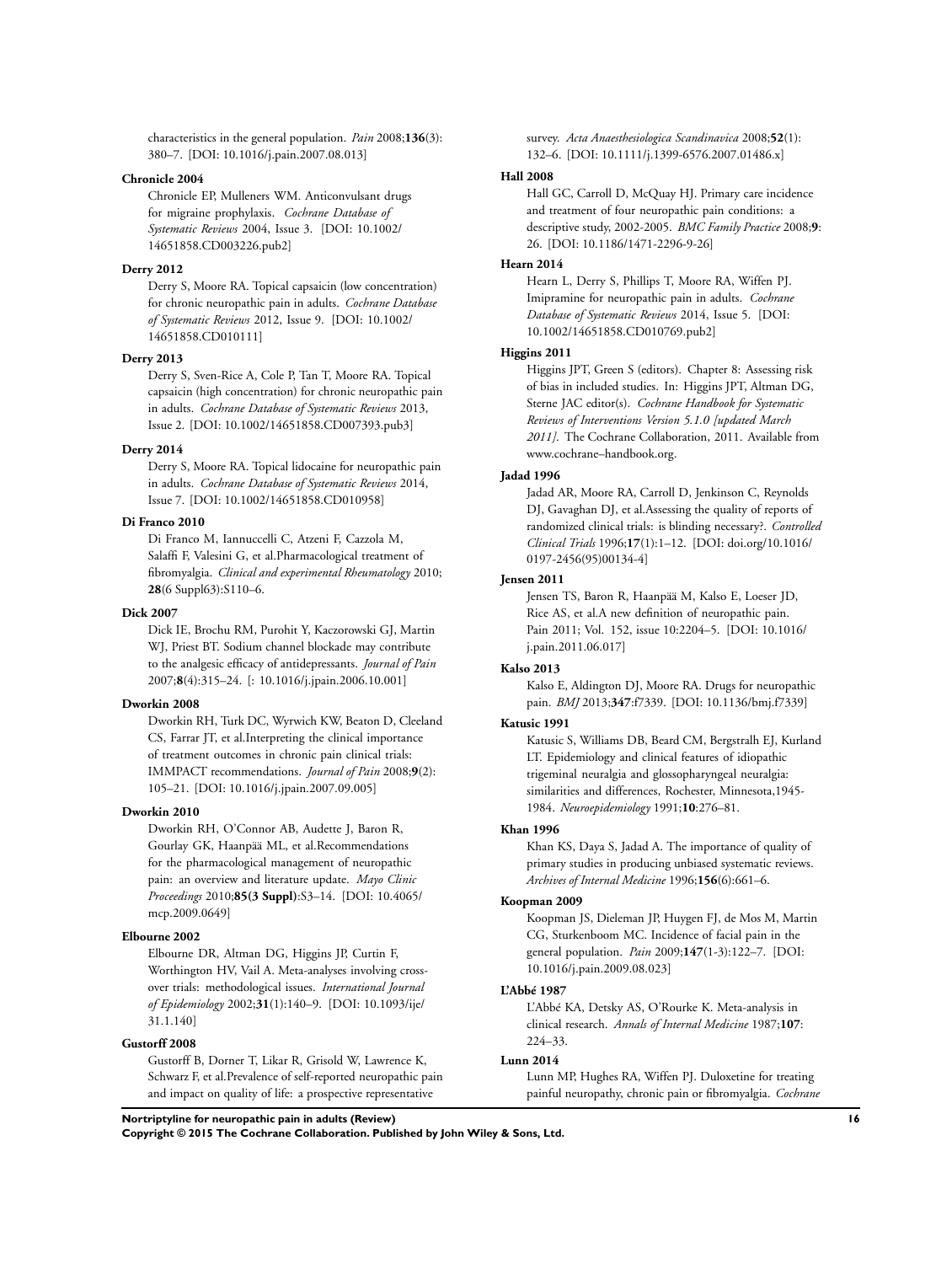characteristics in the general population. *Pain* 2008;**136**(3): 380–7. [DOI: 10.1016/j.pain.2007.08.013]

**Chronicle 2004**

Chronicle EP, Mulleners WM. Anticonvulsant drugs for migraine prophylaxis. *Cochrane Database of Systematic Reviews* 2004, Issue 3. [DOI: 10.1002/14651858.CD003226.pub2]

**Derry 2012**

Derry S, Moore RA. Topical capsaicin (low concentration) for chronic neuropathic pain in adults. *Cochrane Database of Systematic Reviews* 2012, Issue 9. [DOI: 10.1002/14651858.CD010111]

**Derry 2013**

Derry S, Sven-Rice A, Cole P, Tan T, Moore RA. Topical capsaicin (high concentration) for chronic neuropathic pain in adults. *Cochrane Database of Systematic Reviews* 2013, Issue 2. [DOI: 10.1002/14651858.CD007393.pub3]

**Derry 2014**

Derry S, Moore RA. Topical lidocaine for neuropathic pain in adults. *Cochrane Database of Systematic Reviews* 2014, Issue 7. [DOI: 10.1002/14651858.CD010958]

**Di Franco 2010**

Di Franco M, Iannuccelli C, Atzeni F, Cazzola M, Salaffi F, Valesini G, et al.Pharmacological treatment of fibromyalgia. *Clinical and experimental Rheumatology* 2010; **28**(6 Suppl63):S110–6.

**Dick 2007**

Dick IE, Brochu RM, Purohit Y, Kaczorowski GJ, Martin WJ, Priest BT. Sodium channel blockade may contribute to the analgesic efficacy of antidepressants. *Journal of Pain* 2007;**8**(4):315–24. [: 10.1016/j.jpain.2006.10.001]

**Dworkin 2008**

Dworkin RH, Turk DC, Wyrwich KW, Beaton D, Cleeland CS, Farrar JT, et al.Interpreting the clinical importance of treatment outcomes in chronic pain clinical trials: IMMPACT recommendations. *Journal of Pain* 2008;**9**(2): 105–21. [DOI: 10.1016/j.jpain.2007.09.005]

**Dworkin 2010**

Dworkin RH, O'Connor AB, Audette J, Baron R, Gourlay GK, Haanpää ML, et al.Recommendations for the pharmacological management of neuropathic pain: an overview and literature update. *Mayo Clinic Proceedings* 2010;**85(3 Suppl)**:S3–14. [DOI: 10.4065/mcp.2009.0649]

**Elbourne 2002**

Elbourne DR, Altman DG, Higgins JP, Curtin F, Worthington HV, Vail A. Meta-analyses involving cross-over trials: methodological issues. *International Journal of Epidemiology* 2002;**31**(1):140–9. [DOI: 10.1093/ije/31.1.140]

**Gustorff 2008**

Gustorff B, Dorner T, Likar R, Grisold W, Lawrence K, Schwarz F, et al.Prevalence of self-reported neuropathic pain and impact on quality of life: a prospective representative survey. *Acta Anaesthesiologica Scandinavica* 2008;**52**(1): 132–6. [DOI: 10.1111/j.1399-6576.2007.01486.x]

**Hall 2008**

Hall GC, Carroll D, McQuay HJ. Primary care incidence and treatment of four neuropathic pain conditions: a descriptive study, 2002-2005. *BMC Family Practice* 2008;**9**: 26. [DOI: 10.1186/1471-2296-9-26]

**Hearn 2014**

Hearn L, Derry S, Phillips T, Moore RA, Wiffen PJ. Imipramine for neuropathic pain in adults. *Cochrane Database of Systematic Reviews* 2014, Issue 5. [DOI: 10.1002/14651858.CD010769.pub2]

**Higgins 2011**

Higgins JPT, Green S (editors). Chapter 8: Assessing risk of bias in included studies. In: Higgins JPT, Altman DG, Sterne JAC editor(s). *Cochrane Handbook for Systematic Reviews of Interventions Version 5.1.0 [updated March 2011]*. The Cochrane Collaboration, 2011. Available from www.cochrane–handbook.org.

**Jadad 1996**

Jadad AR, Moore RA, Carroll D, Jenkinson C, Reynolds DJ, Gavaghan DJ, et al.Assessing the quality of reports of randomized clinical trials: is blinding necessary?. *Controlled Clinical Trials* 1996;**17**(1):1–12. [DOI: doi.org/10.1016/0197-2456(95)00134-4]

**Jensen 2011**

Jensen TS, Baron R, Haanpää M, Kalso E, Loeser JD, Rice AS, et al.A new definition of neuropathic pain. Pain 2011; Vol. 152, issue 10:2204–5. [DOI: 10.1016/j.pain.2011.06.017]

**Kalso 2013**

Kalso E, Aldington DJ, Moore RA. Drugs for neuropathic pain. *BMJ* 2013;**347**:f7339. [DOI: 10.1136/bmj.f7339]

**Katusic 1991**

Katusic S, Williams DB, Beard CM, Bergstralh EJ, Kurland LT. Epidemiology and clinical features of idiopathic trigeminal neuralgia and glossopharyngeal neuralgia: similarities and differences, Rochester, Minnesota,1945-1984. *Neuroepidemiology* 1991;**10**:276–81.

**Khan 1996**

Khan KS, Daya S, Jadad A. The importance of quality of primary studies in producing unbiased systematic reviews. *Archives of Internal Medicine* 1996;**156**(6):661–6.

**Koopman 2009**

Koopman JS, Dieleman JP, Huygen FJ, de Mos M, Martin CG, Sturkenboom MC. Incidence of facial pain in the general population. *Pain* 2009;**147**(1-3):122–7. [DOI: 10.1016/j.pain.2009.08.023]

**L'Abbé 1987**

L'Abbé KA, Detsky AS, O'Rourke K. Meta-analysis in clinical research. *Annals of Internal Medicine* 1987;**107**: 224–33.

**Lunn 2014**

Lunn MP, Hughes RA, Wiffen PJ. Duloxetine for treating painful neuropathy, chronic pain or fibromyalgia. *Cochrane*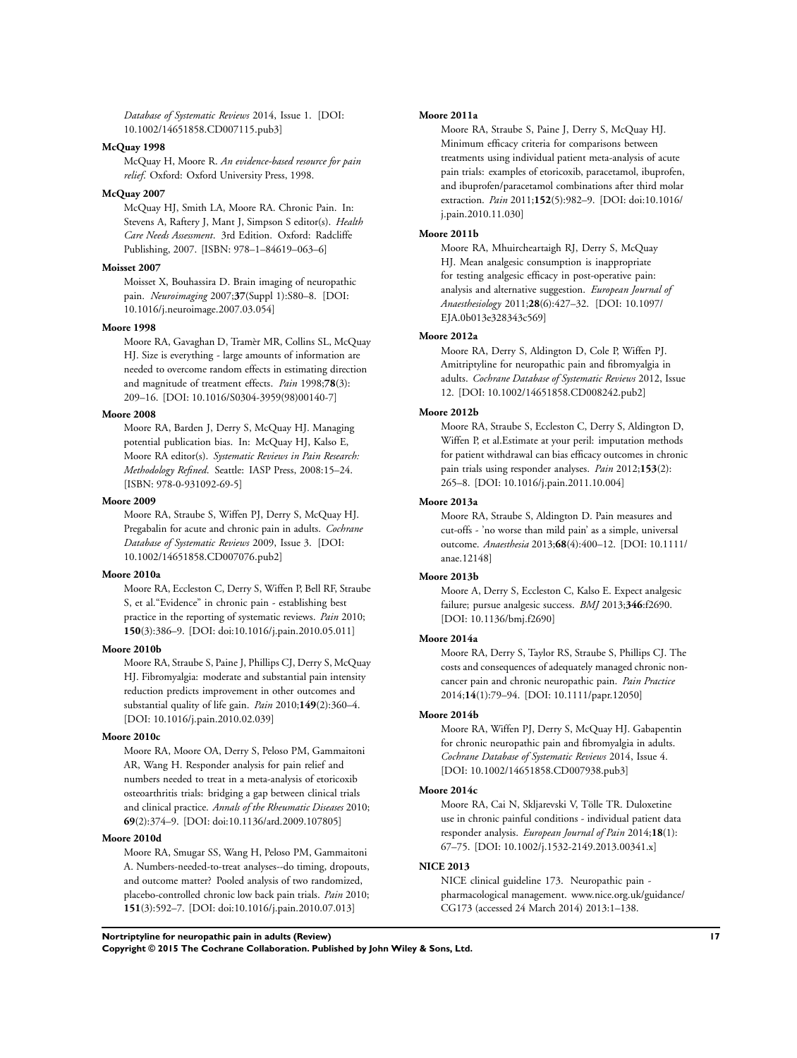*Database of Systematic Reviews* 2014, Issue 1. [DOI: 10.1002/14651858.CD007115.pub3]

**McQuay 1998**

McQuay H, Moore R. *An evidence-based resource for pain relief*. Oxford: Oxford University Press, 1998.

**McQuay 2007**

McQuay HJ, Smith LA, Moore RA. Chronic Pain. In: Stevens A, Raftery J, Mant J, Simpson S editor(s). *Health Care Needs Assessment*. 3rd Edition. Oxford: Radcliffe Publishing, 2007. [ISBN: 978–1–84619–063–6]

**Moisset 2007**

Moisset X, Bouhassira D. Brain imaging of neuropathic pain. *Neuroimaging* 2007;**37**(Suppl 1):S80–8. [DOI: 10.1016/j.neuroimage.2007.03.054]

**Moore 1998**

Moore RA, Gavaghan D, Tramèr MR, Collins SL, McQuay HJ. Size is everything - large amounts of information are needed to overcome random effects in estimating direction and magnitude of treatment effects. *Pain* 1998;**78**(3): 209–16. [DOI: 10.1016/S0304-3959(98)00140-7]

**Moore 2008**

Moore RA, Barden J, Derry S, McQuay HJ. Managing potential publication bias. In: McQuay HJ, Kalso E, Moore RA editor(s). *Systematic Reviews in Pain Research: Methodology Refined*. Seattle: IASP Press, 2008:15–24. [ISBN: 978-0-931092-69-5]

**Moore 2009**

Moore RA, Straube S, Wiffen PJ, Derry S, McQuay HJ. Pregabalin for acute and chronic pain in adults. *Cochrane Database of Systematic Reviews* 2009, Issue 3. [DOI: 10.1002/14651858.CD007076.pub2]

**Moore 2010a**

Moore RA, Eccleston C, Derry S, Wiffen P, Bell RF, Straube S, et al."Evidence" in chronic pain - establishing best practice in the reporting of systematic reviews. *Pain* 2010; **150**(3):386–9. [DOI: doi:10.1016/j.pain.2010.05.011]

**Moore 2010b**

Moore RA, Straube S, Paine J, Phillips CJ, Derry S, McQuay HJ. Fibromyalgia: moderate and substantial pain intensity reduction predicts improvement in other outcomes and substantial quality of life gain. *Pain* 2010;**149**(2):360–4. [DOI: 10.1016/j.pain.2010.02.039]

**Moore 2010c**

Moore RA, Moore OA, Derry S, Peloso PM, Gammaitoni AR, Wang H. Responder analysis for pain relief and numbers needed to treat in a meta-analysis of etoricoxib osteoarthritis trials: bridging a gap between clinical trials and clinical practice. *Annals of the Rheumatic Diseases* 2010; **69**(2):374–9. [DOI: doi:10.1136/ard.2009.107805]

**Moore 2010d**

Moore RA, Smugar SS, Wang H, Peloso PM, Gammaitoni A. Numbers-needed-to-treat analyses--do timing, dropouts, and outcome matter? Pooled analysis of two randomized, placebo-controlled chronic low back pain trials. *Pain* 2010; **151**(3):592–7. [DOI: doi:10.1016/j.pain.2010.07.013]

**Moore 2011a**

Moore RA, Straube S, Paine J, Derry S, McQuay HJ. Minimum efficacy criteria for comparisons between treatments using individual patient meta-analysis of acute pain trials: examples of etoricoxib, paracetamol, ibuprofen, and ibuprofen/paracetamol combinations after third molar extraction. *Pain* 2011;**152**(5):982–9. [DOI: doi:10.1016/j.pain.2010.11.030]

**Moore 2011b**

Moore RA, Mhuircheartaigh RJ, Derry S, McQuay HJ. Mean analgesic consumption is inappropriate for testing analgesic efficacy in post-operative pain: analysis and alternative suggestion. *European Journal of Anaesthesiology* 2011;**28**(6):427–32. [DOI: 10.1097/EJA.0b013e328343c569]

**Moore 2012a**

Moore RA, Derry S, Aldington D, Cole P, Wiffen PJ. Amitriptyline for neuropathic pain and fibromyalgia in adults. *Cochrane Database of Systematic Reviews* 2012, Issue 12. [DOI: 10.1002/14651858.CD008242.pub2]

**Moore 2012b**

Moore RA, Straube S, Eccleston C, Derry S, Aldington D, Wiffen P, et al.Estimate at your peril: imputation methods for patient withdrawal can bias efficacy outcomes in chronic pain trials using responder analyses. *Pain* 2012;**153**(2): 265–8. [DOI: 10.1016/j.pain.2011.10.004]

**Moore 2013a**

Moore RA, Straube S, Aldington D. Pain measures and cut-offs - 'no worse than mild pain' as a simple, universal outcome. *Anaesthesia* 2013;**68**(4):400–12. [DOI: 10.1111/anae.12148]

**Moore 2013b**

Moore A, Derry S, Eccleston C, Kalso E. Expect analgesic failure; pursue analgesic success. *BMJ* 2013;**346**:f2690. [DOI: 10.1136/bmj.f2690]

**Moore 2014a**

Moore RA, Derry S, Taylor RS, Straube S, Phillips CJ. The costs and consequences of adequately managed chronic non-cancer pain and chronic neuropathic pain. *Pain Practice* 2014;**14**(1):79–94. [DOI: 10.1111/papr.12050]

**Moore 2014b**

Moore RA, Wiffen PJ, Derry S, McQuay HJ. Gabapentin for chronic neuropathic pain and fibromyalgia in adults. *Cochrane Database of Systematic Reviews* 2014, Issue 4. [DOI: 10.1002/14651858.CD007938.pub3]

**Moore 2014c**

Moore RA, Cai N, Skljarevski V, Tölle TR. Duloxetine use in chronic painful conditions - individual patient data responder analysis. *European Journal of Pain* 2014;**18**(1): 67–75. [DOI: 10.1002/j.1532-2149.2013.00341.x]

**NICE 2013**

NICE clinical guideline 173. Neuropathic pain - pharmacological management. www.nice.org.uk/guidance/CG173 (accessed 24 March 2014) 2013:1–138.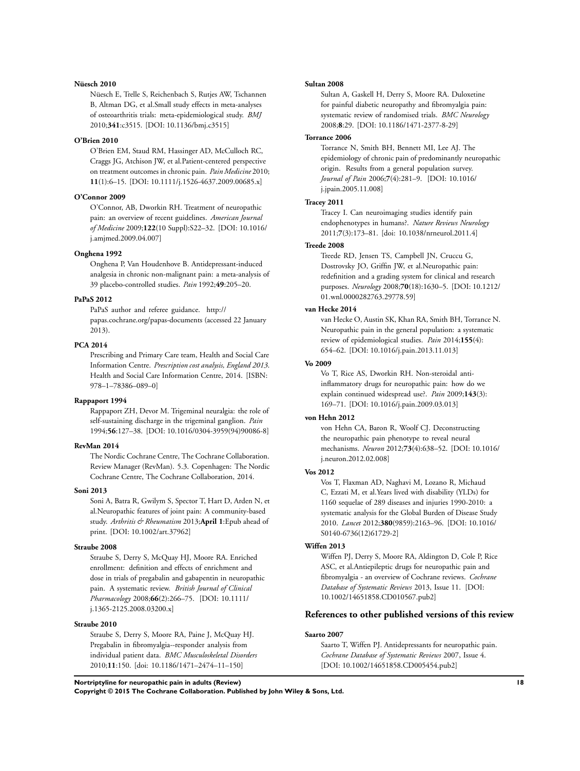**Nüesch 2010**

Nüesch E, Trelle S, Reichenbach S, Rutjes AW, Tschannen B, Altman DG, et al.Small study effects in meta-analyses of osteoarthritis trials: meta-epidemiological study. *BMJ* 2010;**341**:c3515. [DOI: 10.1136/bmj.c3515]

**O'Brien 2010**

O'Brien EM, Staud RM, Hassinger AD, McCulloch RC, Craggs JG, Atchison JW, et al.Patient-centered perspective on treatment outcomes in chronic pain. *Pain Medicine* 2010;**11**(1):6–15. [DOI: 10.1111/j.1526-4637.2009.00685.x]

**O'Connor 2009**

O'Connor, AB, Dworkin RH. Treatment of neuropathic pain: an overview of recent guidelines. *American Journal of Medicine* 2009;**122**(10 Suppl):S22–32. [DOI: 10.1016/j.amjmed.2009.04.007]

**Onghena 1992**

Onghena P, Van Houdenhove B. Antidepressant-induced analgesia in chronic non-malignant pain: a meta-analysis of 39 placebo-controlled studies. *Pain* 1992;**49**:205–20.

**PaPaS 2012**

PaPaS author and referee guidance. http://papas.cochrane.org/papas-documents (accessed 22 January 2013).

**PCA 2014**

Prescribing and Primary Care team, Health and Social Care Information Centre. *Prescription cost analysis, England 2013*. Health and Social Care Information Centre, 2014. [ISBN: 978–1–78386–089–0]

**Rappaport 1994**

Rappaport ZH, Devor M. Trigeminal neuralgia: the role of self-sustaining discharge in the trigeminal ganglion. *Pain* 1994;**56**:127–38. [DOI: 10.1016/0304-3959(94)90086-8]

**RevMan 2014**

The Nordic Cochrane Centre, The Cochrane Collaboration. Review Manager (RevMan). 5.3. Copenhagen: The Nordic Cochrane Centre, The Cochrane Collaboration, 2014.

**Soni 2013**

Soni A, Batra R, Gwilym S, Spector T, Hart D, Arden N, et al.Neuropathic features of joint pain: A community-based study. *Arthritis & Rheumatism* 2013;**April 1**:Epub ahead of print. [DOI: 10.1002/art.37962]

**Straube 2008**

Straube S, Derry S, McQuay HJ, Moore RA. Enriched enrollment: definition and effects of enrichment and dose in trials of pregabalin and gabapentin in neuropathic pain. A systematic review. *British Journal of Clinical Pharmacology* 2008;**66**(2):266–75. [DOI: 10.1111/j.1365-2125.2008.03200.x]

**Straube 2010**

Straube S, Derry S, Moore RA, Paine J, McQuay HJ. Pregabalin in fibromyalgia--responder analysis from individual patient data. *BMC Musculoskeletal Disorders* 2010;**11**:150. [doi: 10.1186/1471–2474–11–150]

**Sultan 2008**

Sultan A, Gaskell H, Derry S, Moore RA. Duloxetine for painful diabetic neuropathy and fibromyalgia pain: systematic review of randomised trials. *BMC Neurology* 2008;**8**:29. [DOI: 10.1186/1471-2377-8-29]

**Torrance 2006**

Torrance N, Smith BH, Bennett MI, Lee AJ. The epidemiology of chronic pain of predominantly neuropathic origin. Results from a general population survey. *Journal of Pain* 2006;**7**(4):281–9. [DOI: 10.1016/j.jpain.2005.11.008]

**Tracey 2011**

Tracey I. Can neuroimaging studies identify pain endophenotypes in humans?. *Nature Reviews Neurology* 2011;**7**(3):173–81. [doi: 10.1038/nrneurol.2011.4]

**Treede 2008**

Treede RD, Jensen TS, Campbell JN, Cruccu G, Dostrovsky JO, Griffin JW, et al.Neuropathic pain: redefinition and a grading system for clinical and research purposes. *Neurology* 2008;**70**(18):1630–5. [DOI: 10.1212/01.wnl.0000282763.29778.59]

**van Hecke 2014**

van Hecke O, Austin SK, Khan RA, Smith BH, Torrance N. Neuropathic pain in the general population: a systematic review of epidemiological studies. *Pain* 2014;**155**(4):654–62. [DOI: 10.1016/j.pain.2013.11.013]

**Vo 2009**

Vo T, Rice AS, Dworkin RH. Non-steroidal anti-inflammatory drugs for neuropathic pain: how do we explain continued widespread use?. *Pain* 2009;**143**(3):169–71. [DOI: 10.1016/j.pain.2009.03.013]

**von Hehn 2012**

von Hehn CA, Baron R, Woolf CJ. Deconstructing the neuropathic pain phenotype to reveal neural mechanisms. *Neuron* 2012;**73**(4):638–52. [DOI: 10.1016/j.neuron.2012.02.008]

**Vos 2012**

Vos T, Flaxman AD, Naghavi M, Lozano R, Michaud C, Ezzati M, et al.Years lived with disability (YLDs) for 1160 sequelae of 289 diseases and injuries 1990-2010: a systematic analysis for the Global Burden of Disease Study 2010. *Lancet* 2012;**380**(9859):2163–96. [DOI: 10.1016/S0140-6736(12)61729-2]

**Wiffen 2013**

Wiffen PJ, Derry S, Moore RA, Aldington D, Cole P, Rice ASC, et al.Antiepileptic drugs for neuropathic pain and fibromyalgia - an overview of Cochrane reviews. *Cochrane Database of Systematic Reviews* 2013, Issue 11. [DOI: 10.1002/14651858.CD010567.pub2]

## References to other published versions of this review

**Saarto 2007**

Saarto T, Wiffen PJ. Antidepressants for neuropathic pain. *Cochrane Database of Systematic Reviews* 2007, Issue 4. [DOI: 10.1002/14651858.CD005454.pub2]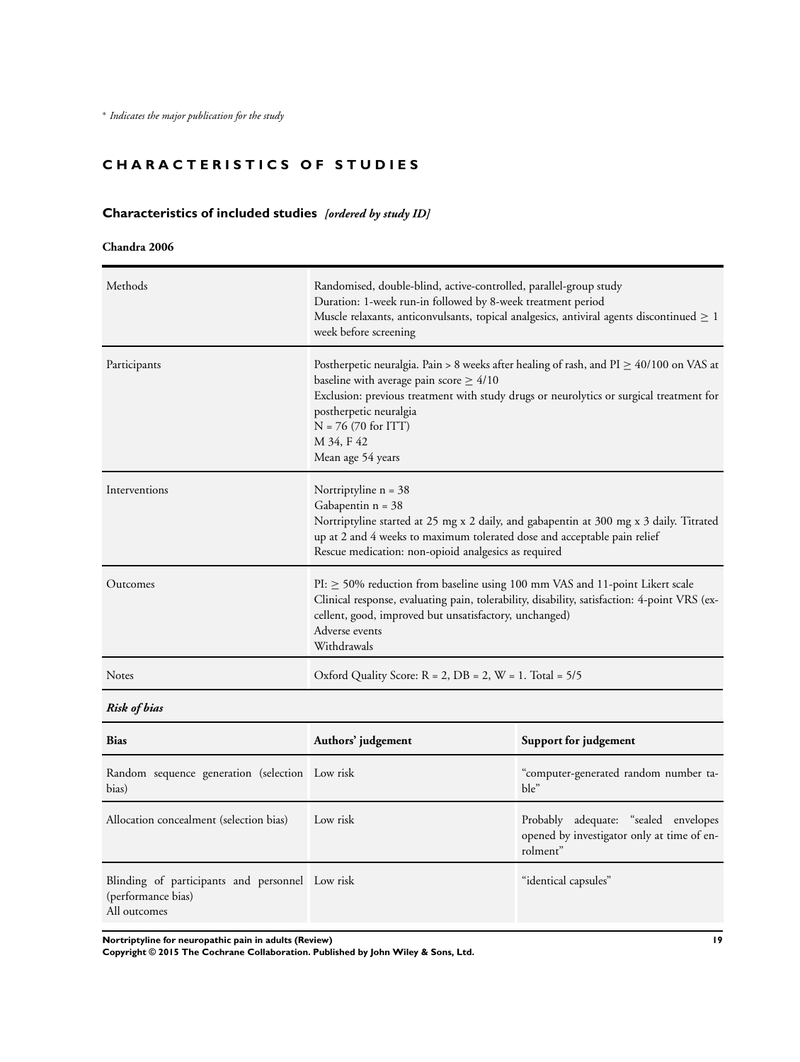* *Indicates the major publication for the study*

# CHARACTERISTICS OF STUDIES

## Characteristics of included studies *[ordered by study ID]*

### Chandra 2006

| | |
|---|---|
| Methods | Randomised, double-blind, active-controlled, parallel-group study<br>Duration: 1-week run-in followed by 8-week treatment period<br>Muscle relaxants, anticonvulsants, topical analgesics, antiviral agents discontinued ≥ 1 week before screening |
| Participants | Postherpetic neuralgia. Pain > 8 weeks after healing of rash, and PI ≥ 40/100 on VAS at baseline with average pain score ≥ 4/10<br>Exclusion: previous treatment with study drugs or neurolytics or surgical treatment for postherpetic neuralgia<br>N = 76 (70 for ITT)<br>M 34, F 42<br>Mean age 54 years |
| Interventions | Nortriptyline n = 38<br>Gabapentin n = 38<br>Nortriptyline started at 25 mg x 2 daily, and gabapentin at 300 mg x 3 daily. Titrated up at 2 and 4 weeks to maximum tolerated dose and acceptable pain relief<br>Rescue medication: non-opioid analgesics as required |
| Outcomes | PI: ≥ 50% reduction from baseline using 100 mm VAS and 11-point Likert scale<br>Clinical response, evaluating pain, tolerability, disability, satisfaction: 4-point VRS (excellent, good, improved but unsatisfactory, unchanged)<br>Adverse events<br>Withdrawals |
| Notes | Oxford Quality Score: R = 2, DB = 2, W = 1. Total = 5/5 |

*Risk of bias*

| Bias | Authors' judgement | Support for judgement |
|---|---|---|
| Random sequence generation (selection bias) | Low risk | "computer-generated random number table" |
| Allocation concealment (selection bias) | Low risk | Probably adequate: "sealed envelopes opened by investigator only at time of enrolment" |
| Blinding of participants and personnel (performance bias)<br>All outcomes | Low risk | "identical capsules" |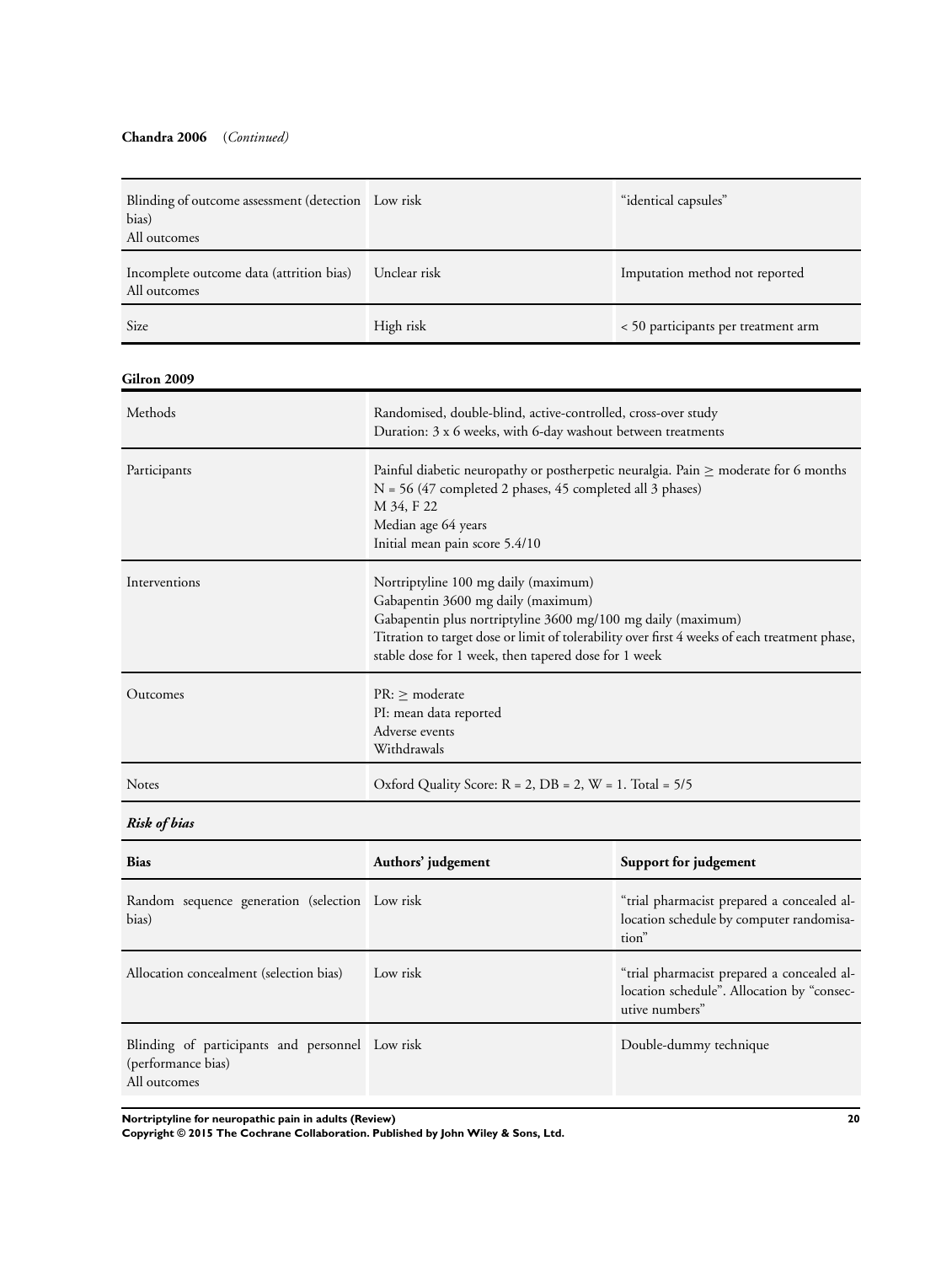**Chandra 2006** *(Continued)*

| | | |
|---|---|---|
| Blinding of outcome assessment (detection bias)<br>All outcomes | Low risk | "identical capsules" |
| Incomplete outcome data (attrition bias)<br>All outcomes | Unclear risk | Imputation method not reported |
| Size | High risk | < 50 participants per treatment arm |

**Gilron 2009**

| | |
|---|---|
| Methods | Randomised, double-blind, active-controlled, cross-over study<br>Duration: 3 x 6 weeks, with 6-day washout between treatments |
| Participants | Painful diabetic neuropathy or postherpetic neuralgia. Pain ≥ moderate for 6 months<br>N = 56 (47 completed 2 phases, 45 completed all 3 phases)<br>M 34, F 22<br>Median age 64 years<br>Initial mean pain score 5.4/10 |
| Interventions | Nortriptyline 100 mg daily (maximum)<br>Gabapentin 3600 mg daily (maximum)<br>Gabapentin plus nortriptyline 3600 mg/100 mg daily (maximum)<br>Titration to target dose or limit of tolerability over first 4 weeks of each treatment phase, stable dose for 1 week, then tapered dose for 1 week |
| Outcomes | PR: ≥ moderate<br>PI: mean data reported<br>Adverse events<br>Withdrawals |
| Notes | Oxford Quality Score: R = 2, DB = 2, W = 1. Total = 5/5 |

***Risk of bias***

| Bias | Authors' judgement | Support for judgement |
|---|---|---|
| Random sequence generation (selection bias) | Low risk | "trial pharmacist prepared a concealed allocation schedule by computer randomisation" |
| Allocation concealment (selection bias) | Low risk | "trial pharmacist prepared a concealed allocation schedule". Allocation by "consecutive numbers" |
| Blinding of participants and personnel (performance bias)<br>All outcomes | Low risk | Double-dummy technique |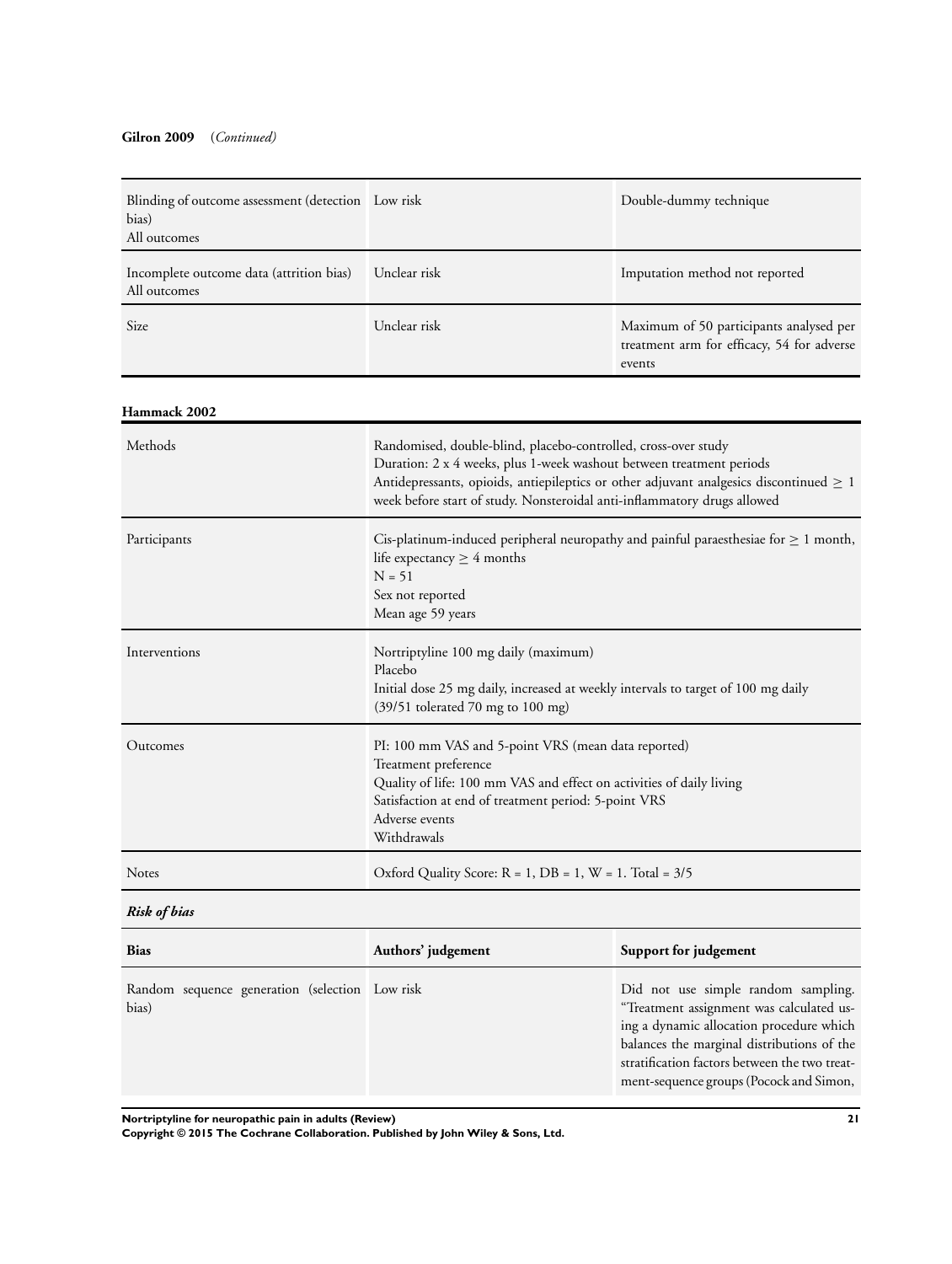**Gilron 2009** (*Continued*)

| | | |
|---|---|---|
| Blinding of outcome assessment (detection bias) All outcomes | Low risk | Double-dummy technique |
| Incomplete outcome data (attrition bias) All outcomes | Unclear risk | Imputation method not reported |
| Size | Unclear risk | Maximum of 50 participants analysed per treatment arm for efficacy, 54 for adverse events |

**Hammack 2002**

| | |
|---|---|
| Methods | Randomised, double-blind, placebo-controlled, cross-over study<br>Duration: 2 x 4 weeks, plus 1-week washout between treatment periods<br>Antidepressants, opioids, antiepileptics or other adjuvant analgesics discontinued ≥ 1 week before start of study. Nonsteroidal anti-inflammatory drugs allowed |
| Participants | Cis-platinum-induced peripheral neuropathy and painful paraesthesiae for ≥ 1 month, life expectancy ≥ 4 months<br>N = 51<br>Sex not reported<br>Mean age 59 years |
| Interventions | Nortriptyline 100 mg daily (maximum)<br>Placebo<br>Initial dose 25 mg daily, increased at weekly intervals to target of 100 mg daily<br>(39/51 tolerated 70 mg to 100 mg) |
| Outcomes | PI: 100 mm VAS and 5-point VRS (mean data reported)<br>Treatment preference<br>Quality of life: 100 mm VAS and effect on activities of daily living<br>Satisfaction at end of treatment period: 5-point VRS<br>Adverse events<br>Withdrawals |
| Notes | Oxford Quality Score: R = 1, DB = 1, W = 1. Total = 3/5 |

***Risk of bias***

| Bias | Authors' judgement | Support for judgement |
|---|---|---|
| Random sequence generation (selection bias) | Low risk | Did not use simple random sampling. "Treatment assignment was calculated using a dynamic allocation procedure which balances the marginal distributions of the stratification factors between the two treatment-sequence groups (Pocock and Simon, |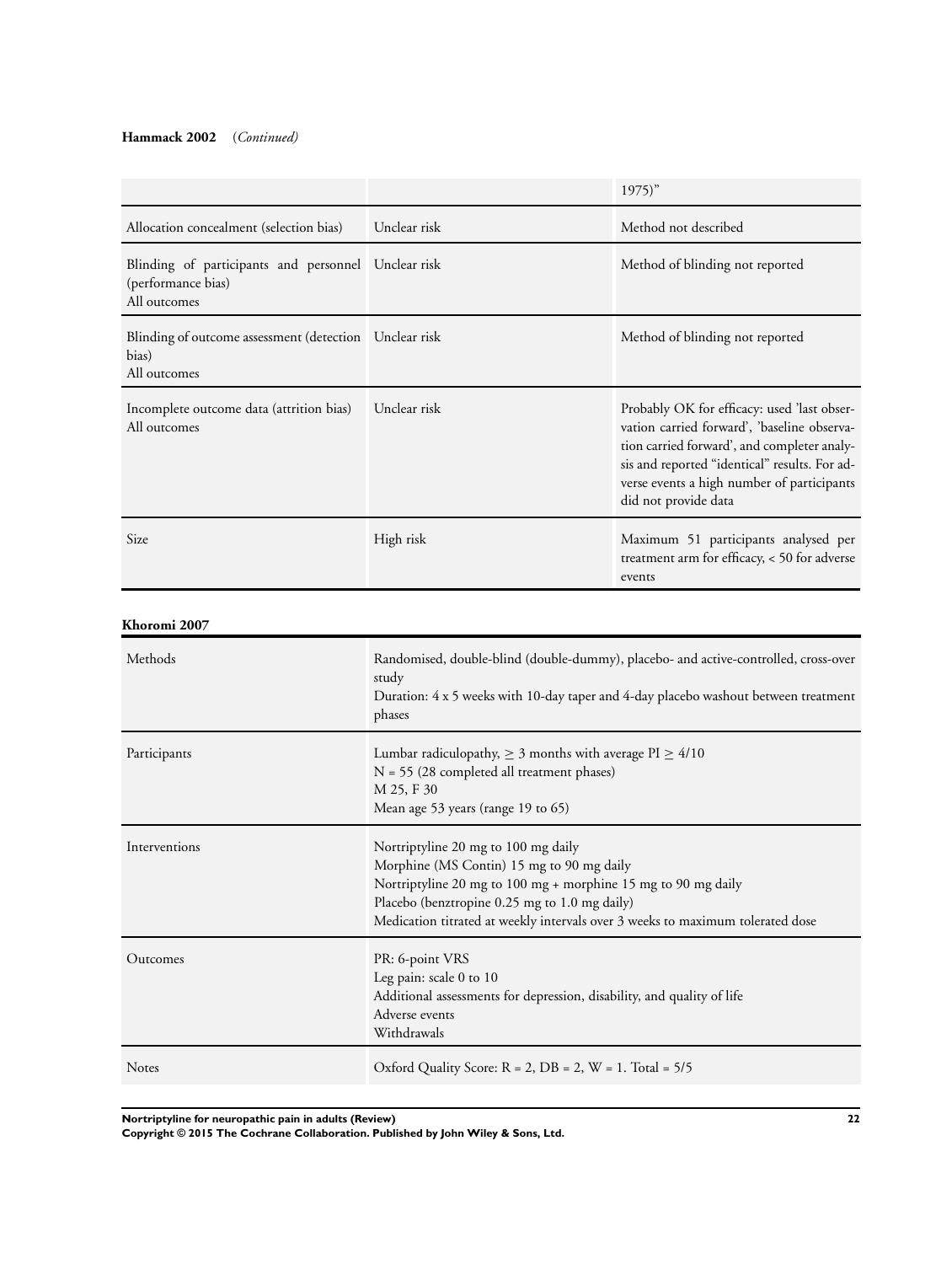**Hammack 2002** (*Continued*)

| | | |
|---|---|---|
| | | 1975)" |
| Allocation concealment (selection bias) | Unclear risk | Method not described |
| Blinding of participants and personnel (performance bias)<br>All outcomes | Unclear risk | Method of blinding not reported |
| Blinding of outcome assessment (detection bias)<br>All outcomes | Unclear risk | Method of blinding not reported |
| Incomplete outcome data (attrition bias)<br>All outcomes | Unclear risk | Probably OK for efficacy: used 'last observation carried forward', 'baseline observation carried forward', and completer analysis and reported "identical" results. For adverse events a high number of participants did not provide data |
| Size | High risk | Maximum 51 participants analysed per treatment arm for efficacy, < 50 for adverse events |

**Khoromi 2007**

| | |
|---|---|
| Methods | Randomised, double-blind (double-dummy), placebo- and active-controlled, cross-over study<br>Duration: 4 x 5 weeks with 10-day taper and 4-day placebo washout between treatment phases |
| Participants | Lumbar radiculopathy, ≥ 3 months with average PI ≥ 4/10<br>N = 55 (28 completed all treatment phases)<br>M 25, F 30<br>Mean age 53 years (range 19 to 65) |
| Interventions | Nortriptyline 20 mg to 100 mg daily<br>Morphine (MS Contin) 15 mg to 90 mg daily<br>Nortriptyline 20 mg to 100 mg + morphine 15 mg to 90 mg daily<br>Placebo (benztropine 0.25 mg to 1.0 mg daily)<br>Medication titrated at weekly intervals over 3 weeks to maximum tolerated dose |
| Outcomes | PR: 6-point VRS<br>Leg pain: scale 0 to 10<br>Additional assessments for depression, disability, and quality of life<br>Adverse events<br>Withdrawals |
| Notes | Oxford Quality Score: R = 2, DB = 2, W = 1. Total = 5/5 |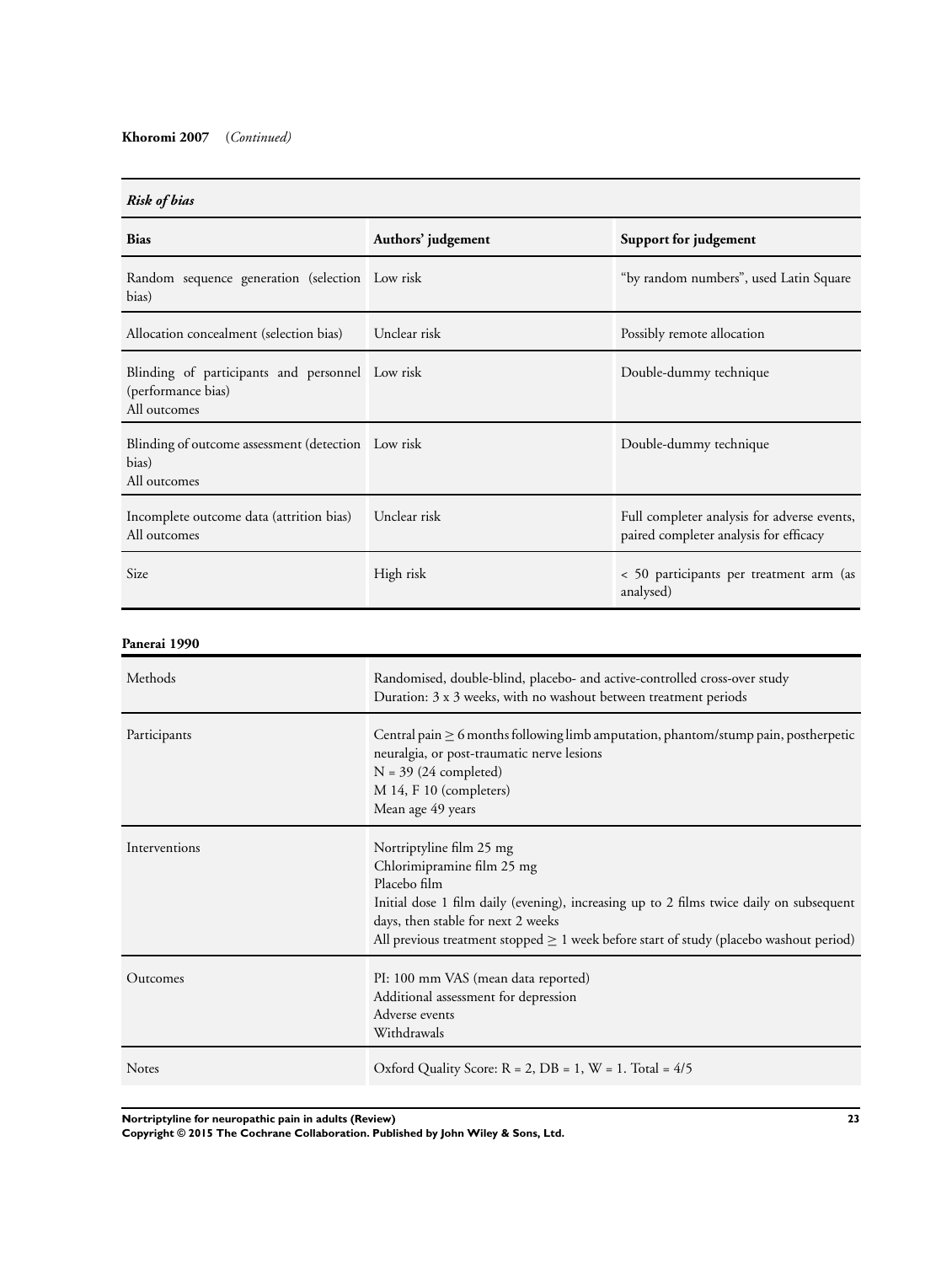**Khoromi 2007** (*Continued*)

| *Risk of bias* | | |
|---|---|---|
| **Bias** | **Authors' judgement** | **Support for judgement** |
| Random sequence generation (selection bias) | Low risk | "by random numbers", used Latin Square |
| Allocation concealment (selection bias) | Unclear risk | Possibly remote allocation |
| Blinding of participants and personnel (performance bias)<br>All outcomes | Low risk | Double-dummy technique |
| Blinding of outcome assessment (detection bias)<br>All outcomes | Low risk | Double-dummy technique |
| Incomplete outcome data (attrition bias)<br>All outcomes | Unclear risk | Full completer analysis for adverse events, paired completer analysis for efficacy |
| Size | High risk | < 50 participants per treatment arm (as analysed) |

**Panerai 1990**

| | |
|---|---|
| Methods | Randomised, double-blind, placebo- and active-controlled cross-over study<br>Duration: 3 x 3 weeks, with no washout between treatment periods |
| Participants | Central pain ≥ 6 months following limb amputation, phantom/stump pain, postherpetic neuralgia, or post-traumatic nerve lesions<br>N = 39 (24 completed)<br>M 14, F 10 (completers)<br>Mean age 49 years |
| Interventions | Nortriptyline film 25 mg<br>Chlorimipramine film 25 mg<br>Placebo film<br>Initial dose 1 film daily (evening), increasing up to 2 films twice daily on subsequent days, then stable for next 2 weeks<br>All previous treatment stopped ≥ 1 week before start of study (placebo washout period) |
| Outcomes | PI: 100 mm VAS (mean data reported)<br>Additional assessment for depression<br>Adverse events<br>Withdrawals |
| Notes | Oxford Quality Score: R = 2, DB = 1, W = 1. Total = 4/5 |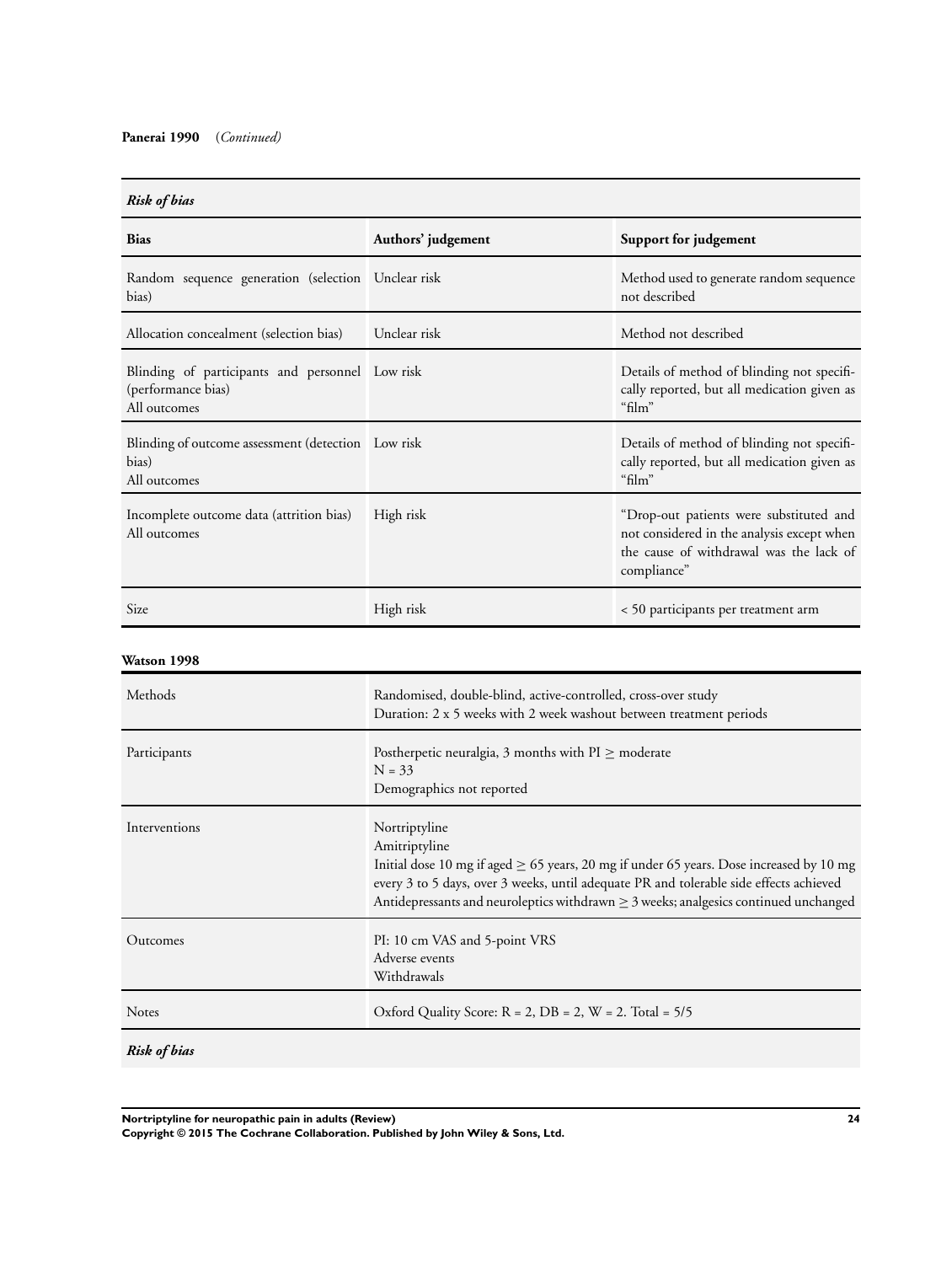**Panerai 1990** (*Continued*)

| *Risk of bias* | | |
|---|---|---|
| **Bias** | **Authors' judgement** | **Support for judgement** |
| Random sequence generation (selection bias) | Unclear risk | Method used to generate random sequence not described |
| Allocation concealment (selection bias) | Unclear risk | Method not described |
| Blinding of participants and personnel (performance bias) All outcomes | Low risk | Details of method of blinding not specifically reported, but all medication given as "film" |
| Blinding of outcome assessment (detection bias) All outcomes | Low risk | Details of method of blinding not specifically reported, but all medication given as "film" |
| Incomplete outcome data (attrition bias) All outcomes | High risk | "Drop-out patients were substituted and not considered in the analysis except when the cause of withdrawal was the lack of compliance" |
| Size | High risk | < 50 participants per treatment arm |

**Watson 1998**

| | |
|---|---|
| Methods | Randomised, double-blind, active-controlled, cross-over study<br>Duration: 2 x 5 weeks with 2 week washout between treatment periods |
| Participants | Postherpetic neuralgia, 3 months with PI ≥ moderate<br>N = 33<br>Demographics not reported |
| Interventions | Nortriptyline<br>Amitriptyline<br>Initial dose 10 mg if aged ≥ 65 years, 20 mg if under 65 years. Dose increased by 10 mg every 3 to 5 days, over 3 weeks, until adequate PR and tolerable side effects achieved<br>Antidepressants and neuroleptics withdrawn ≥ 3 weeks; analgesics continued unchanged |
| Outcomes | PI: 10 cm VAS and 5-point VRS<br>Adverse events<br>Withdrawals |
| Notes | Oxford Quality Score: R = 2, DB = 2, W = 2. Total = 5/5 |

*Risk of bias*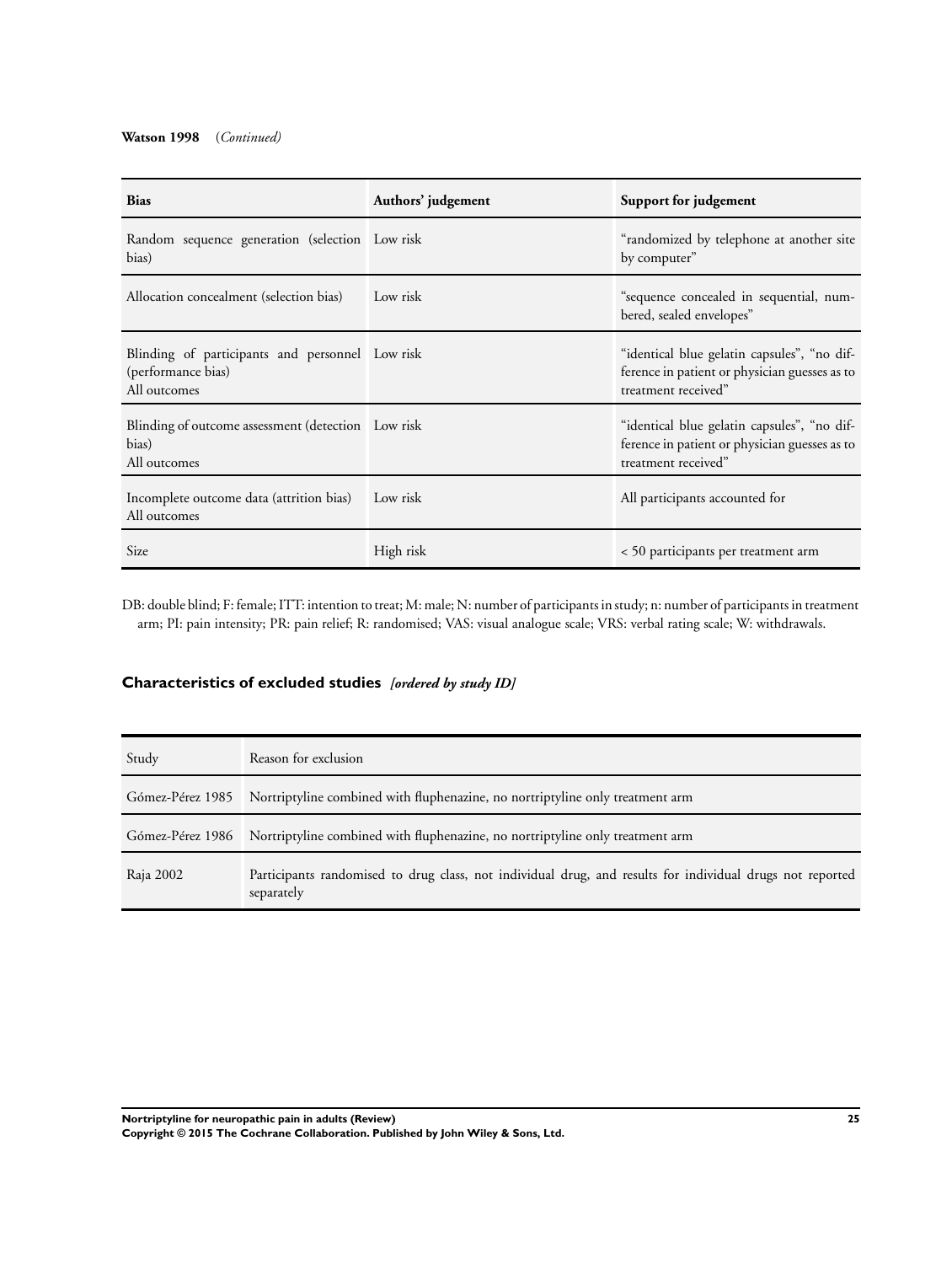**Watson 1998** (*Continued)*

| Bias | Authors' judgement | Support for judgement |
|---|---|---|
| Random sequence generation (selection bias) | Low risk | "randomized by telephone at another site by computer" |
| Allocation concealment (selection bias) | Low risk | "sequence concealed in sequential, numbered, sealed envelopes" |
| Blinding of participants and personnel (performance bias)<br>All outcomes | Low risk | "identical blue gelatin capsules", "no difference in patient or physician guesses as to treatment received" |
| Blinding of outcome assessment (detection bias)<br>All outcomes | Low risk | "identical blue gelatin capsules", "no difference in patient or physician guesses as to treatment received" |
| Incomplete outcome data (attrition bias)<br>All outcomes | Low risk | All participants accounted for |
| Size | High risk | < 50 participants per treatment arm |

DB: double blind; F: female; ITT: intention to treat; M: male; N: number of participants in study; n: number of participants in treatment arm; PI: pain intensity; PR: pain relief; R: randomised; VAS: visual analogue scale; VRS: verbal rating scale; W: withdrawals.

## Characteristics of excluded studies *[ordered by study ID]*

| Study | Reason for exclusion |
|---|---|
| Gómez-Pérez 1985 | Nortriptyline combined with fluphenazine, no nortriptyline only treatment arm |
| Gómez-Pérez 1986 | Nortriptyline combined with fluphenazine, no nortriptyline only treatment arm |
| Raja 2002 | Participants randomised to drug class, not individual drug, and results for individual drugs not reported separately |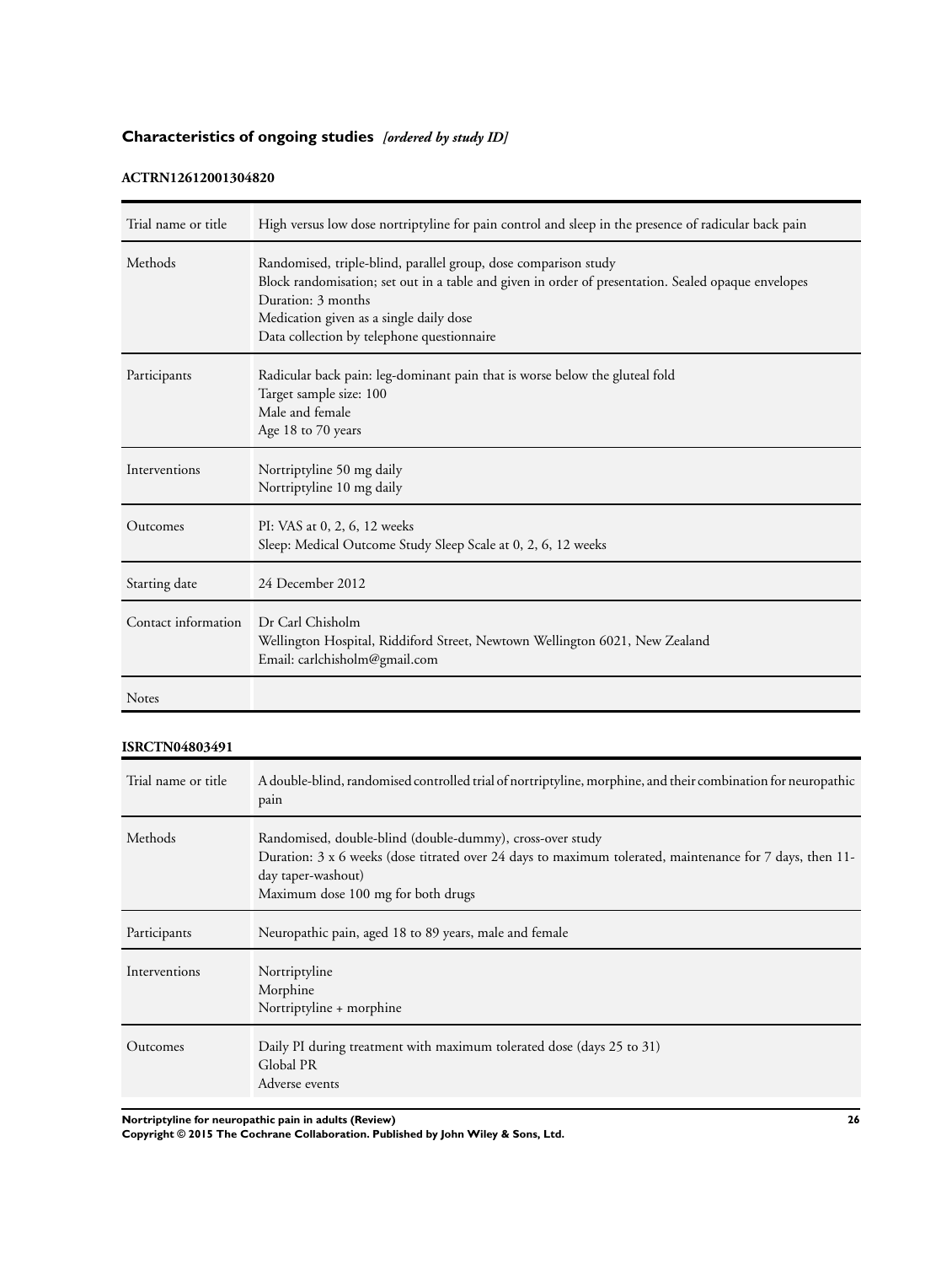## Characteristics of ongoing studies *[ordered by study ID]*

### ACTRN12612001304820

| | |
|---|---|
| Trial name or title | High versus low dose nortriptyline for pain control and sleep in the presence of radicular back pain |
| Methods | Randomised, triple-blind, parallel group, dose comparison study<br>Block randomisation; set out in a table and given in order of presentation. Sealed opaque envelopes<br>Duration: 3 months<br>Medication given as a single daily dose<br>Data collection by telephone questionnaire |
| Participants | Radicular back pain: leg-dominant pain that is worse below the gluteal fold<br>Target sample size: 100<br>Male and female<br>Age 18 to 70 years |
| Interventions | Nortriptyline 50 mg daily<br>Nortriptyline 10 mg daily |
| Outcomes | PI: VAS at 0, 2, 6, 12 weeks<br>Sleep: Medical Outcome Study Sleep Scale at 0, 2, 6, 12 weeks |
| Starting date | 24 December 2012 |
| Contact information | Dr Carl Chisholm<br>Wellington Hospital, Riddiford Street, Newtown Wellington 6021, New Zealand<br>Email: carlchisholm@gmail.com |
| Notes | |

### ISRCTN04803491

| | |
|---|---|
| Trial name or title | A double-blind, randomised controlled trial of nortriptyline, morphine, and their combination for neuropathic pain |
| Methods | Randomised, double-blind (double-dummy), cross-over study<br>Duration: 3 x 6 weeks (dose titrated over 24 days to maximum tolerated, maintenance for 7 days, then 11-day taper-washout)<br>Maximum dose 100 mg for both drugs |
| Participants | Neuropathic pain, aged 18 to 89 years, male and female |
| Interventions | Nortriptyline<br>Morphine<br>Nortriptyline + morphine |
| Outcomes | Daily PI during treatment with maximum tolerated dose (days 25 to 31)<br>Global PR<br>Adverse events |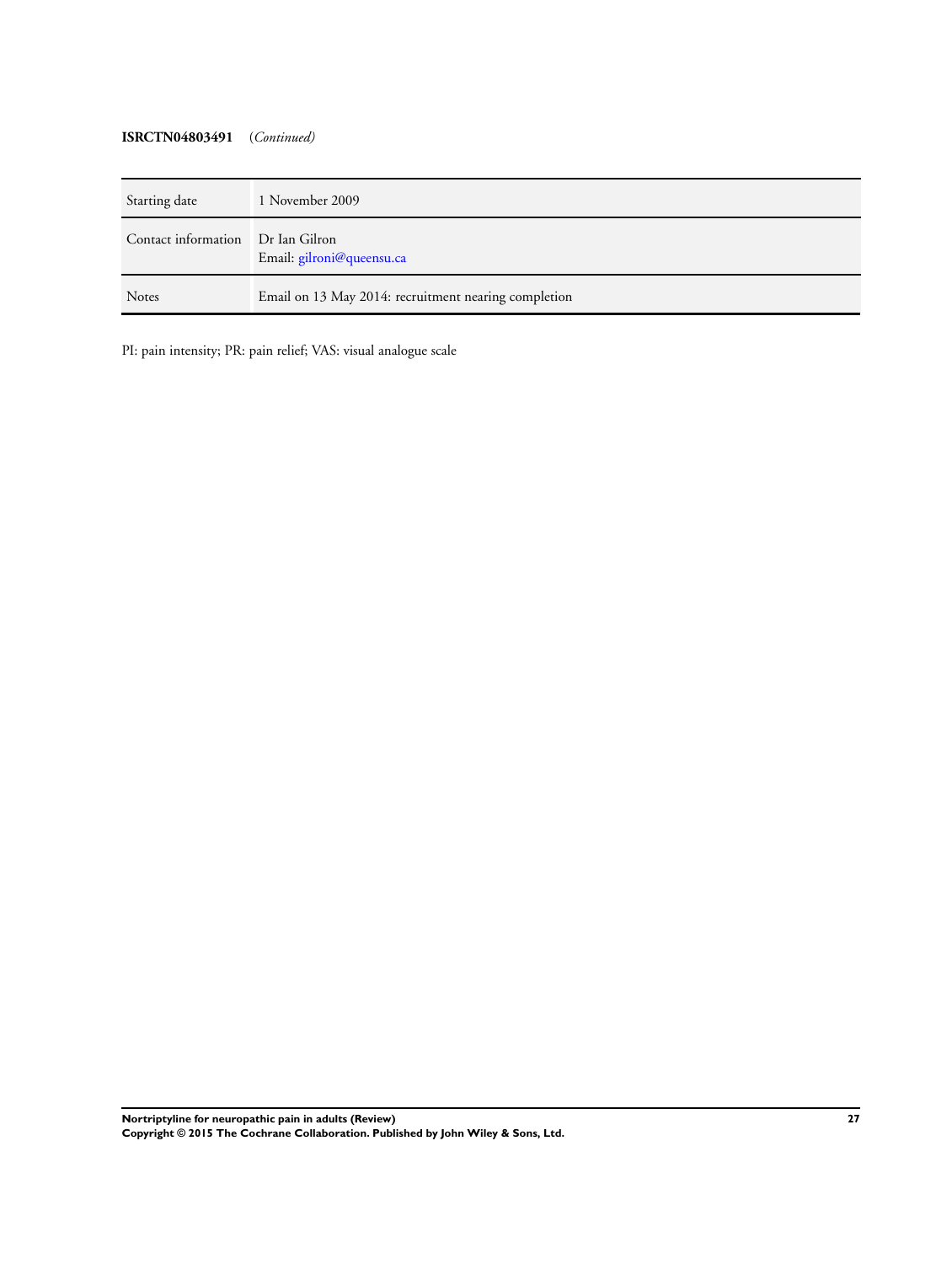**ISRCTN04803491** (*Continued)*

| Starting date | 1 November 2009 |
|---|---|
| Contact information | Dr Ian Gilron<br>Email: gilroni@queensu.ca |
| Notes | Email on 13 May 2014: recruitment nearing completion |

PI: pain intensity; PR: pain relief; VAS: visual analogue scale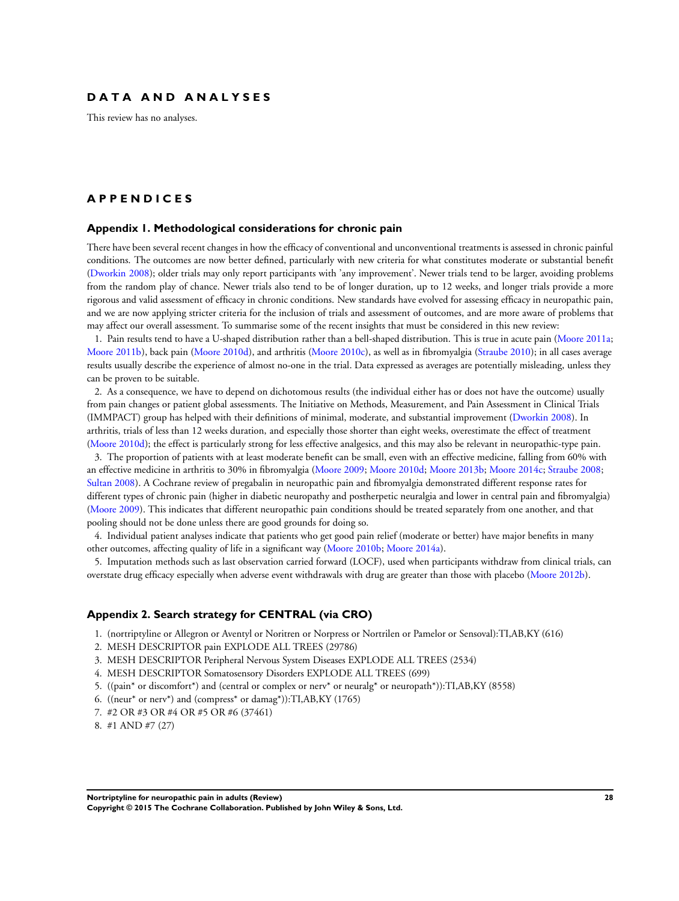# DATA AND ANALYSES

This review has no analyses.

# APPENDICES

## Appendix 1. Methodological considerations for chronic pain

There have been several recent changes in how the efficacy of conventional and unconventional treatments is assessed in chronic painful conditions. The outcomes are now better defined, particularly with new criteria for what constitutes moderate or substantial benefit (Dworkin 2008); older trials may only report participants with 'any improvement'. Newer trials tend to be larger, avoiding problems from the random play of chance. Newer trials also tend to be of longer duration, up to 12 weeks, and longer trials provide a more rigorous and valid assessment of efficacy in chronic conditions. New standards have evolved for assessing efficacy in neuropathic pain, and we are now applying stricter criteria for the inclusion of trials and assessment of outcomes, and are more aware of problems that may affect our overall assessment. To summarise some of the recent insights that must be considered in this new review:

1. Pain results tend to have a U-shaped distribution rather than a bell-shaped distribution. This is true in acute pain (Moore 2011a; Moore 2011b), back pain (Moore 2010d), and arthritis (Moore 2010c), as well as in fibromyalgia (Straube 2010); in all cases average results usually describe the experience of almost no-one in the trial. Data expressed as averages are potentially misleading, unless they can be proven to be suitable.
2. As a consequence, we have to depend on dichotomous results (the individual either has or does not have the outcome) usually from pain changes or patient global assessments. The Initiative on Methods, Measurement, and Pain Assessment in Clinical Trials (IMMPACT) group has helped with their definitions of minimal, moderate, and substantial improvement (Dworkin 2008). In arthritis, trials of less than 12 weeks duration, and especially those shorter than eight weeks, overestimate the effect of treatment (Moore 2010d); the effect is particularly strong for less effective analgesics, and this may also be relevant in neuropathic-type pain.
3. The proportion of patients with at least moderate benefit can be small, even with an effective medicine, falling from 60% with an effective medicine in arthritis to 30% in fibromyalgia (Moore 2009; Moore 2010d; Moore 2013b; Moore 2014c; Straube 2008; Sultan 2008). A Cochrane review of pregabalin in neuropathic pain and fibromyalgia demonstrated different response rates for different types of chronic pain (higher in diabetic neuropathy and postherpetic neuralgia and lower in central pain and fibromyalgia) (Moore 2009). This indicates that different neuropathic pain conditions should be treated separately from one another, and that pooling should not be done unless there are good grounds for doing so.
4. Individual patient analyses indicate that patients who get good pain relief (moderate or better) have major benefits in many other outcomes, affecting quality of life in a significant way (Moore 2010b; Moore 2014a).
5. Imputation methods such as last observation carried forward (LOCF), used when participants withdraw from clinical trials, can overstate drug efficacy especially when adverse event withdrawals with drug are greater than those with placebo (Moore 2012b).

## Appendix 2. Search strategy for CENTRAL (via CRO)

1. (nortriptyline or Allegron or Aventyl or Noritren or Norpress or Nortrilen or Pamelor or Sensoval):TI,AB,KY (616)
2. MESH DESCRIPTOR pain EXPLODE ALL TREES (29786)
3. MESH DESCRIPTOR Peripheral Nervous System Diseases EXPLODE ALL TREES (2534)
4. MESH DESCRIPTOR Somatosensory Disorders EXPLODE ALL TREES (699)
5. ((pain* or discomfort*) and (central or complex or nerv* or neuralg* or neuropath*)):TI,AB,KY (8558)
6. ((neur* or nerv*) and (compress* or damag*)):TI,AB,KY (1765)
7. #2 OR #3 OR #4 OR #5 OR #6 (37461)
8. #1 AND #7 (27)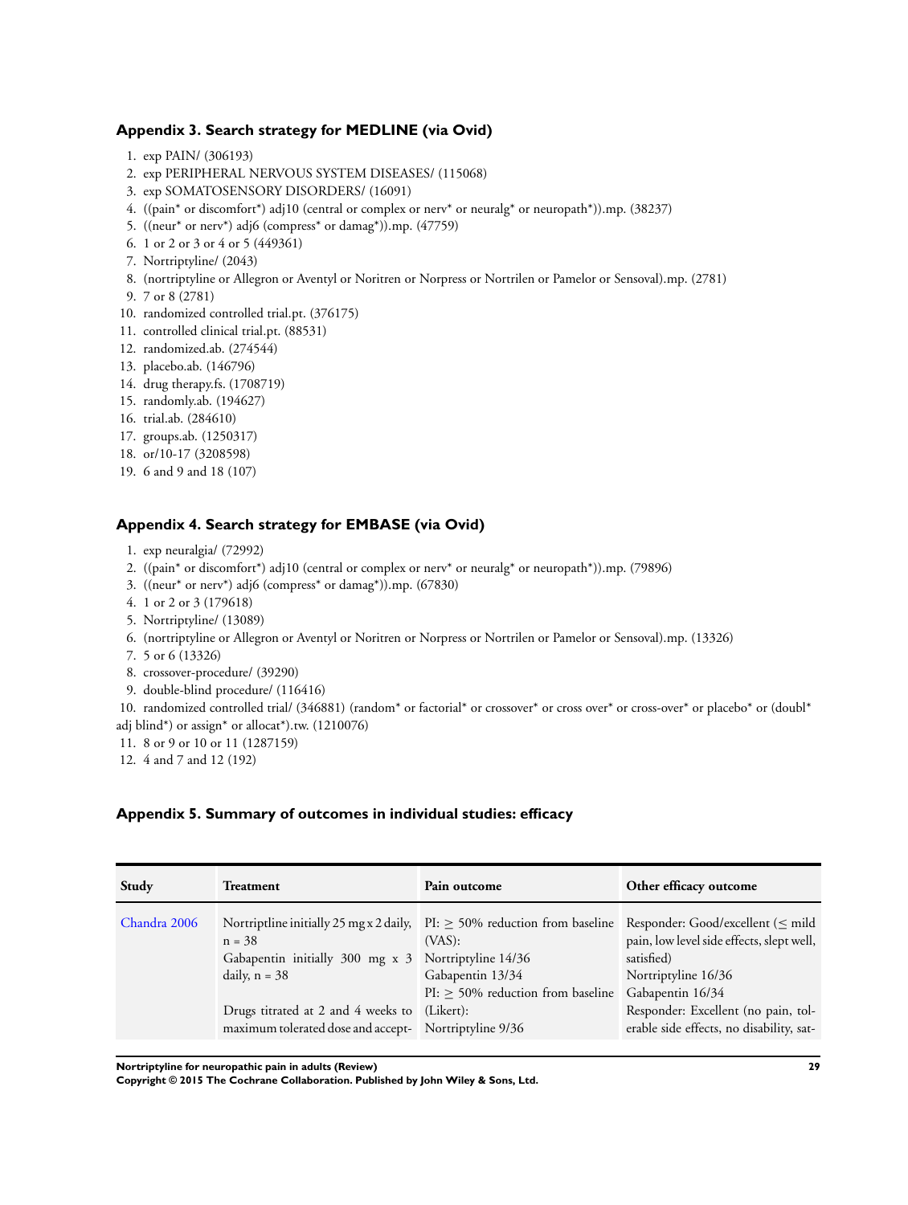### Appendix 3. Search strategy for MEDLINE (via Ovid)

1. exp PAIN/ (306193)
2. exp PERIPHERAL NERVOUS SYSTEM DISEASES/ (115068)
3. exp SOMATOSENSORY DISORDERS/ (16091)
4. ((pain* or discomfort*) adj10 (central or complex or nerv* or neuralg* or neuropath*)).mp. (38237)
5. ((neur* or nerv*) adj6 (compress* or damag*)).mp. (47759)
6. 1 or 2 or 3 or 4 or 5 (449361)
7. Nortriptyline/ (2043)
8. (nortriptyline or Allegron or Aventyl or Noritren or Norpress or Nortrilen or Pamelor or Sensoval).mp. (2781)
9. 7 or 8 (2781)
10. randomized controlled trial.pt. (376175)
11. controlled clinical trial.pt. (88531)
12. randomized.ab. (274544)
13. placebo.ab. (146796)
14. drug therapy.fs. (1708719)
15. randomly.ab. (194627)
16. trial.ab. (284610)
17. groups.ab. (1250317)
18. or/10-17 (3208598)
19. 6 and 9 and 18 (107)

### Appendix 4. Search strategy for EMBASE (via Ovid)

1. exp neuralgia/ (72992)
2. ((pain* or discomfort*) adj10 (central or complex or nerv* or neuralg* or neuropath*)).mp. (79896)
3. ((neur* or nerv*) adj6 (compress* or damag*)).mp. (67830)
4. 1 or 2 or 3 (179618)
5. Nortriptyline/ (13089)
6. (nortriptyline or Allegron or Aventyl or Noritren or Norpress or Nortrilen or Pamelor or Sensoval).mp. (13326)
7. 5 or 6 (13326)
8. crossover-procedure/ (39290)
9. double-blind procedure/ (116416)
10. randomized controlled trial/ (346881) (random* or factorial* or crossover* or cross over* or cross-over* or placebo* or (doubl* adj blind*) or assign* or allocat*).tw. (1210076)
11. 8 or 9 or 10 or 11 (1287159)
12. 4 and 7 and 12 (192)

### Appendix 5. Summary of outcomes in individual studies: efficacy

| Study | Treatment | Pain outcome | Other efficacy outcome |
|---|---|---|---|
| Chandra 2006 | Nortriptline initially 25 mg x 2 daily, n = 38<br>Gabapentin initially 300 mg x 3 daily, n = 38<br><br>Drugs titrated at 2 and 4 weeks to maximum tolerated dose and accept- | PI: ≥ 50% reduction from baseline (VAS):<br>Nortriptyline 14/36<br>Gabapentin 13/34<br>PI: ≥ 50% reduction from baseline (Likert):<br>Nortriptyline 9/36 | Responder: Good/excellent (≤ mild pain, low level side effects, slept well, satisfied)<br>Nortriptyline 16/36<br>Gabapentin 16/34<br>Responder: Excellent (no pain, tolerable side effects, no disability, sat- |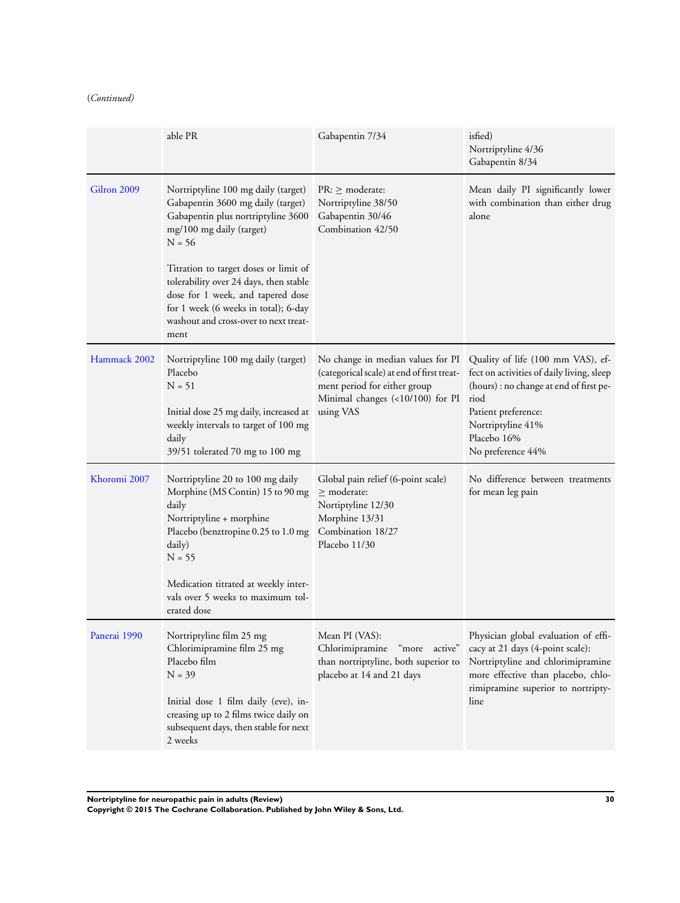(*Continued*)

| | | | |
|---|---|---|---|
| | able PR | Gabapentin 7/34 | isfied)<br>Nortriptyline 4/36<br>Gabapentin 8/34 |
| Gilron 2009 | Nortriptyline 100 mg daily (target)<br>Gabapentin 3600 mg daily (target)<br>Gabapentin plus nortriptyline 3600 mg/100 mg daily (target)<br>N = 56<br><br>Titration to target doses or limit of tolerability over 24 days, then stable dose for 1 week, and tapered dose for 1 week (6 weeks in total); 6-day washout and cross-over to next treatment | PR: ≥ moderate:<br>Nortriptyline 38/50<br>Gabapentin 30/46<br>Combination 42/50 | Mean daily PI significantly lower with combination than either drug alone |
| Hammack 2002 | Nortriptyline 100 mg daily (target)<br>Placebo<br>N = 51<br><br>Initial dose 25 mg daily, increased at weekly intervals to target of 100 mg daily<br>39/51 tolerated 70 mg to 100 mg | No change in median values for PI (categorical scale) at end of first treatment period for either group<br>Minimal changes (<10/100) for PI using VAS | Quality of life (100 mm VAS), effect on activities of daily living, sleep (hours) : no change at end of first period<br>Patient preference:<br>Nortriptyline 41%<br>Placebo 16%<br>No preference 44% |
| Khoromi 2007 | Nortriptyline 20 to 100 mg daily<br>Morphine (MS Contin) 15 to 90 mg daily<br>Nortriptyline + morphine<br>Placebo (benztropine 0.25 to 1.0 mg daily)<br>N = 55<br><br>Medication titrated at weekly intervals over 5 weeks to maximum tolerated dose | Global pain relief (6-point scale) ≥ moderate:<br>Nortiptyline 12/30<br>Morphine 13/31<br>Combination 18/27<br>Placebo 11/30 | No difference between treatments for mean leg pain |
| Panerai 1990 | Nortriptyline film 25 mg<br>Chlorimipramine film 25 mg<br>Placebo film<br>N = 39<br><br>Initial dose 1 film daily (eve), increasing up to 2 films twice daily on subsequent days, then stable for next 2 weeks | Mean PI (VAS):<br>Chlorimipramine "more active" than nortriptyline, both superior to placebo at 14 and 21 days | Physician global evaluation of efficacy at 21 days (4-point scale):<br>Nortriptyline and chlorimipramine more effective than placebo, chlorimipramine superior to nortriptyline |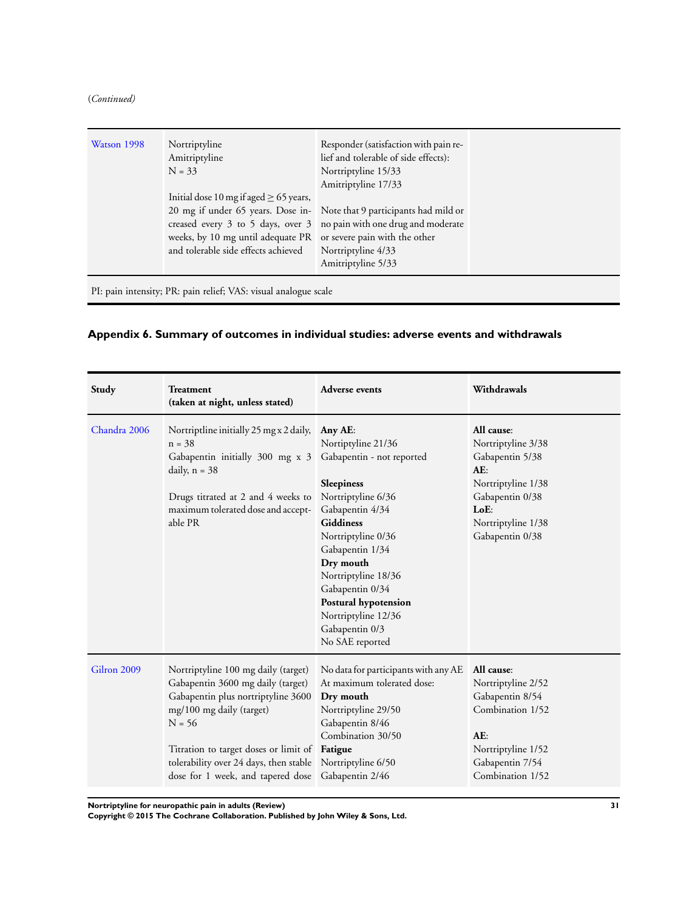(*Continued*)

| | | | |
|---|---|---|---|
| Watson 1998 | Nortriptyline<br>Amitriptyline<br>N = 33<br><br>Initial dose 10 mg if aged ≥ 65 years, 20 mg if under 65 years. Dose increased every 3 to 5 days, over 3 weeks, by 10 mg until adequate PR and tolerable side effects achieved | Responder (satisfaction with pain relief and tolerable of side effects):<br>Nortriptyline 15/33<br>Amitriptyline 17/33<br><br>Note that 9 participants had mild or no pain with one drug and moderate or severe pain with the other<br>Nortriptyline 4/33<br>Amitriptyline 5/33 | |

PI: pain intensity; PR: pain relief; VAS: visual analogue scale

## Appendix 6. Summary of outcomes in individual studies: adverse events and withdrawals

| Study | Treatment<br>(taken at night, unless stated) | Adverse events | Withdrawals |
|---|---|---|---|
| Chandra 2006 | Nortriptline initially 25 mg x 2 daily, n = 38<br>Gabapentin initially 300 mg x 3 daily, n = 38<br><br>Drugs titrated at 2 and 4 weeks to maximum tolerated dose and acceptable PR | **Any AE**:<br>Nortiptyline 21/36<br>Gabapentin - not reported<br><br>**Sleepiness**<br>Nortriptyline 6/36<br>Gabapentin 4/34<br>**Giddiness**<br>Nortriptyline 0/36<br>Gabapentin 1/34<br>**Dry mouth**<br>Nortriptyline 18/36<br>Gabapentin 0/34<br>**Postural hypotension**<br>Nortriptyline 12/36<br>Gabapentin 0/3<br>No SAE reported | **All cause**:<br>Nortriptyline 3/38<br>Gabapentin 5/38<br>**AE**:<br>Nortriptyline 1/38<br>Gabapentin 0/38<br>**LoE**:<br>Nortriptyline 1/38<br>Gabapentin 0/38 |
| Gilron 2009 | Nortriptyline 100 mg daily (target)<br>Gabapentin 3600 mg daily (target)<br>Gabapentin plus nortriptyline 3600 mg/100 mg daily (target)<br>N = 56<br><br>Titration to target doses or limit of tolerability over 24 days, then stable dose for 1 week, and tapered dose | No data for participants with any AE<br>At maximum tolerated dose:<br>**Dry mouth**<br>Nortriptyline 29/50<br>Gabapentin 8/46<br>Combination 30/50<br>**Fatigue**<br>Nortriptyline 6/50<br>Gabapentin 2/46 | **All cause**:<br>Nortriptyline 2/52<br>Gabapentin 8/54<br>Combination 1/52<br><br>**AE**:<br>Nortriptyline 1/52<br>Gabapentin 7/54<br>Combination 1/52 |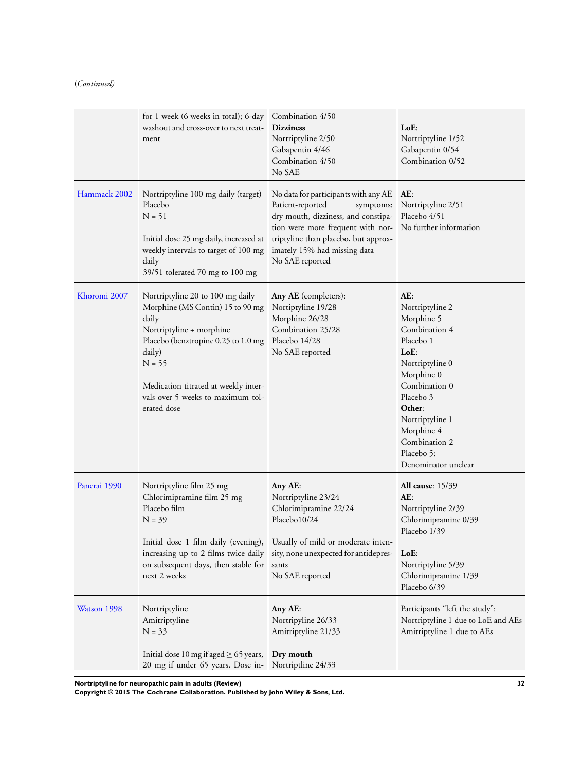(*Continued*)

| | | | |
|---|---|---|---|
| | for 1 week (6 weeks in total); 6-day washout and cross-over to next treatment | Combination 4/50<br>**Dizziness**<br>Nortriptyline 2/50<br>Gabapentin 4/46<br>Combination 4/50<br>No SAE | **LoE**:<br>Nortriptyline 1/52<br>Gabapentin 0/54<br>Combination 0/52 |
| Hammack 2002 | Nortriptyline 100 mg daily (target)<br>Placebo<br>N = 51<br><br>Initial dose 25 mg daily, increased at weekly intervals to target of 100 mg daily<br>39/51 tolerated 70 mg to 100 mg | No data for participants with any AE<br>Patient-reported symptoms: dry mouth, dizziness, and constipation were more frequent with nortriptyline than placebo, but approximately 15% had missing data<br>No SAE reported | **AE**:<br>Nortriptyline 2/51<br>Placebo 4/51<br>No further information |
| Khoromi 2007 | Nortriptyline 20 to 100 mg daily<br>Morphine (MS Contin) 15 to 90 mg daily<br>Nortriptyline + morphine<br>Placebo (benztropine 0.25 to 1.0 mg daily)<br>N = 55<br><br>Medication titrated at weekly intervals over 5 weeks to maximum tolerated dose | **Any AE** (completers):<br>Nortiptyline 19/28<br>Morphine 26/28<br>Combination 25/28<br>Placebo 14/28<br>No SAE reported | **AE**:<br>Nortriptyline 2<br>Morphine 5<br>Combination 4<br>Placebo 1<br>**LoE**:<br>Nortriptyline 0<br>Morphine 0<br>Combination 0<br>Placebo 3<br>**Other**:<br>Nortriptyline 1<br>Morphine 4<br>Combination 2<br>Placebo 5:<br>Denominator unclear |
| Panerai 1990 | Nortriptyline film 25 mg<br>Chlorimipramine film 25 mg<br>Placebo film<br>N = 39<br><br>Initial dose 1 film daily (evening), increasing up to 2 films twice daily on subsequent days, then stable for next 2 weeks | **Any AE**:<br>Nortriptyline 23/24<br>Chlorimipramine 22/24<br>Placebo10/24<br><br>Usually of mild or moderate intensity, none unexpected for antidepressants<br>No SAE reported | **All cause**: 15/39<br>**AE**:<br>Nortriptyline 2/39<br>Chlorimipramine 0/39<br>Placebo 1/39<br><br>**LoE**:<br>Nortriptyline 5/39<br>Chlorimipramine 1/39<br>Placebo 6/39 |
| Watson 1998 | Nortriptyline<br>Amitriptyline<br>N = 33<br><br>Initial dose 10 mg if aged ≥ 65 years, 20 mg if under 65 years. Dose in- | **Any AE**:<br>Nortriptyline 26/33<br>Amitriptyline 21/33<br><br>**Dry mouth**<br>Nortriptline 24/33 | Participants "left the study":<br>Nortriptyline 1 due to LoE and AEs<br>Amitriptyline 1 due to AEs |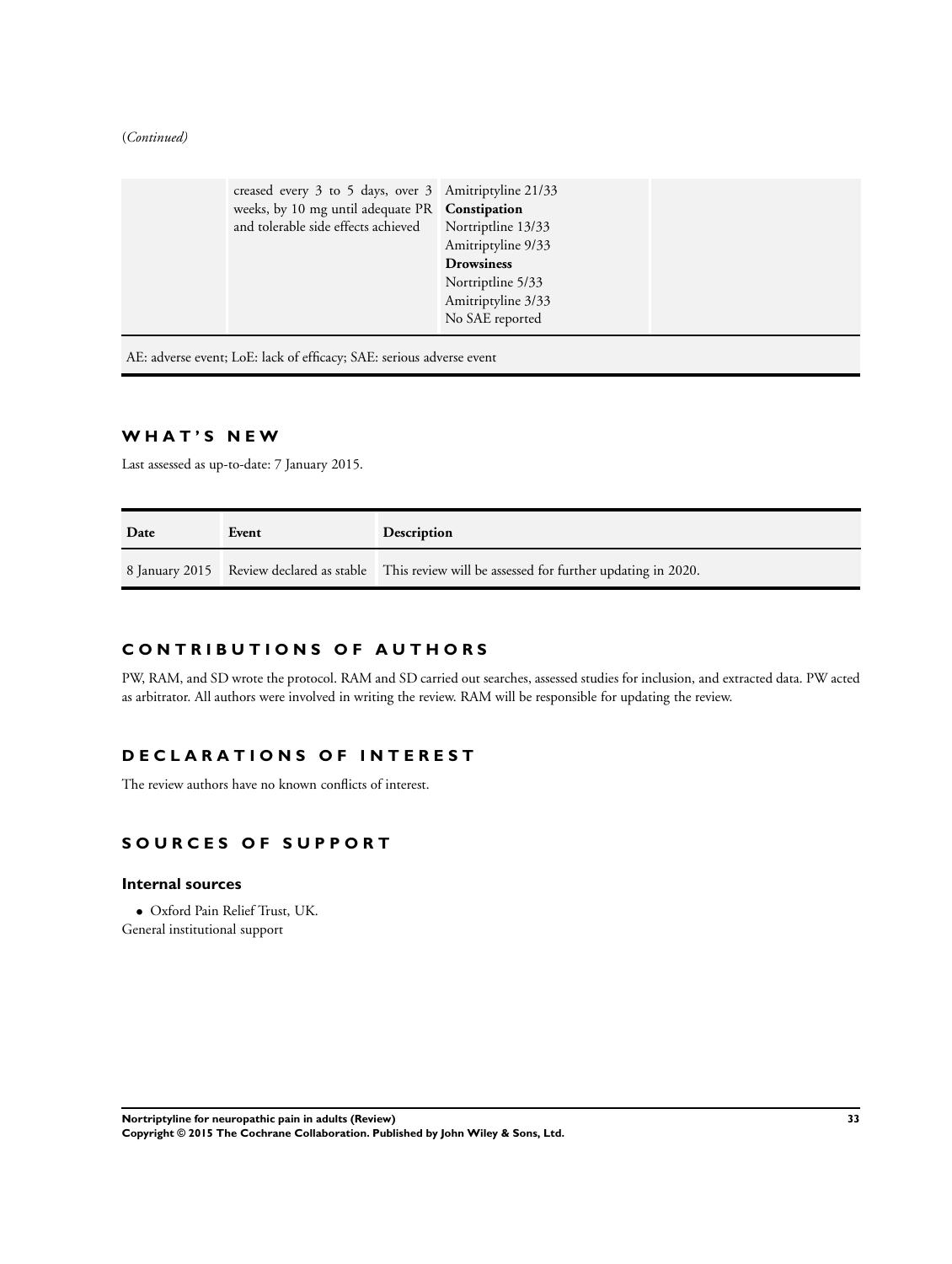(*Continued*)

| | creased every 3 to 5 days, over 3 weeks, by 10 mg until adequate PR and tolerable side effects achieved | Amitriptyline 21/33<br>**Constipation**<br>Nortriptline 13/33<br>Amitriptyline 9/33<br>**Drowsiness**<br>Nortriptline 5/33<br>Amitriptyline 3/33<br>No SAE reported | |
|---|---|---|---|

AE: adverse event; LoE: lack of efficacy; SAE: serious adverse event

# WHAT'S NEW

Last assessed as up-to-date: 7 January 2015.

| Date | Event | Description |
|---|---|---|
| 8 January 2015 | Review declared as stable | This review will be assessed for further updating in 2020. |

# CONTRIBUTIONS OF AUTHORS

PW, RAM, and SD wrote the protocol. RAM and SD carried out searches, assessed studies for inclusion, and extracted data. PW acted as arbitrator. All authors were involved in writing the review. RAM will be responsible for updating the review.

# DECLARATIONS OF INTEREST

The review authors have no known conflicts of interest.

# SOURCES OF SUPPORT

## Internal sources

- Oxford Pain Relief Trust, UK.

General institutional support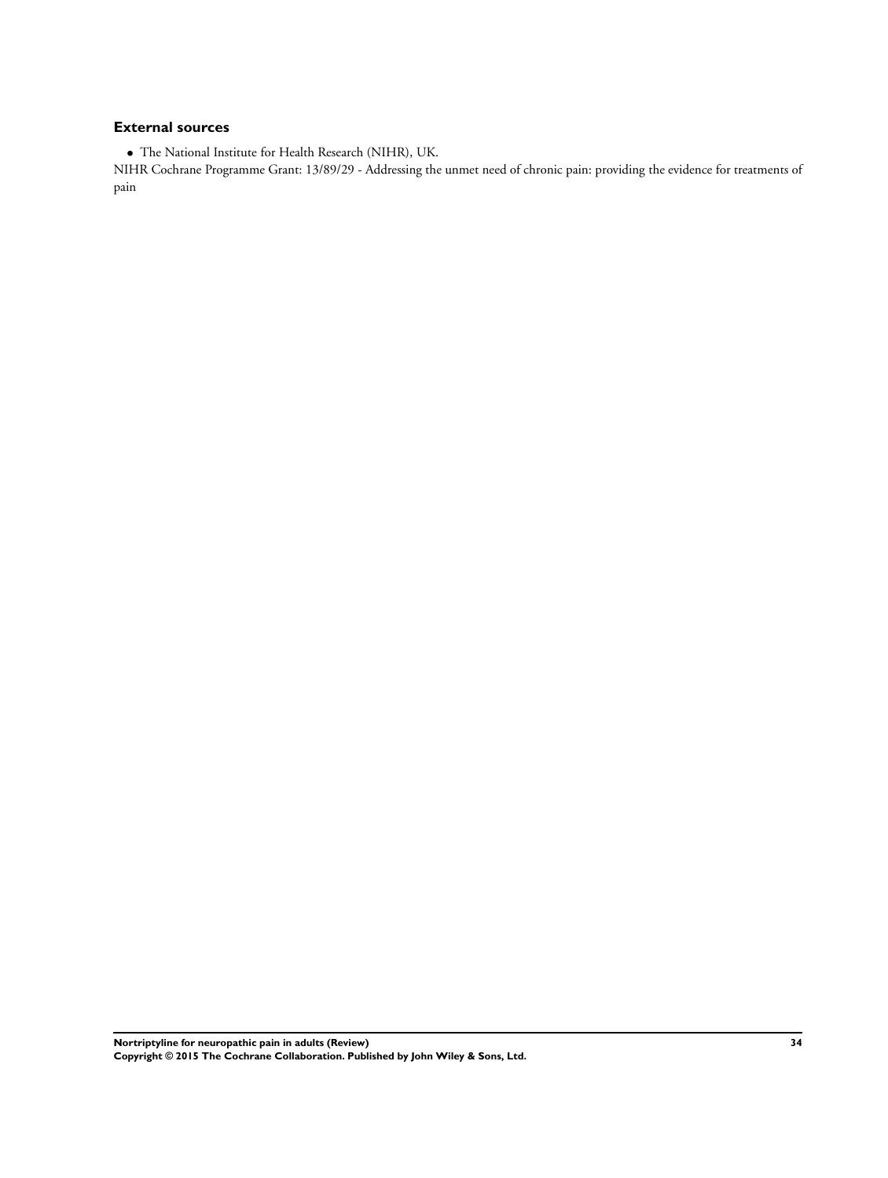### External sources

- The National Institute for Health Research (NIHR), UK.

NIHR Cochrane Programme Grant: 13/89/29 - Addressing the unmet need of chronic pain: providing the evidence for treatments of pain